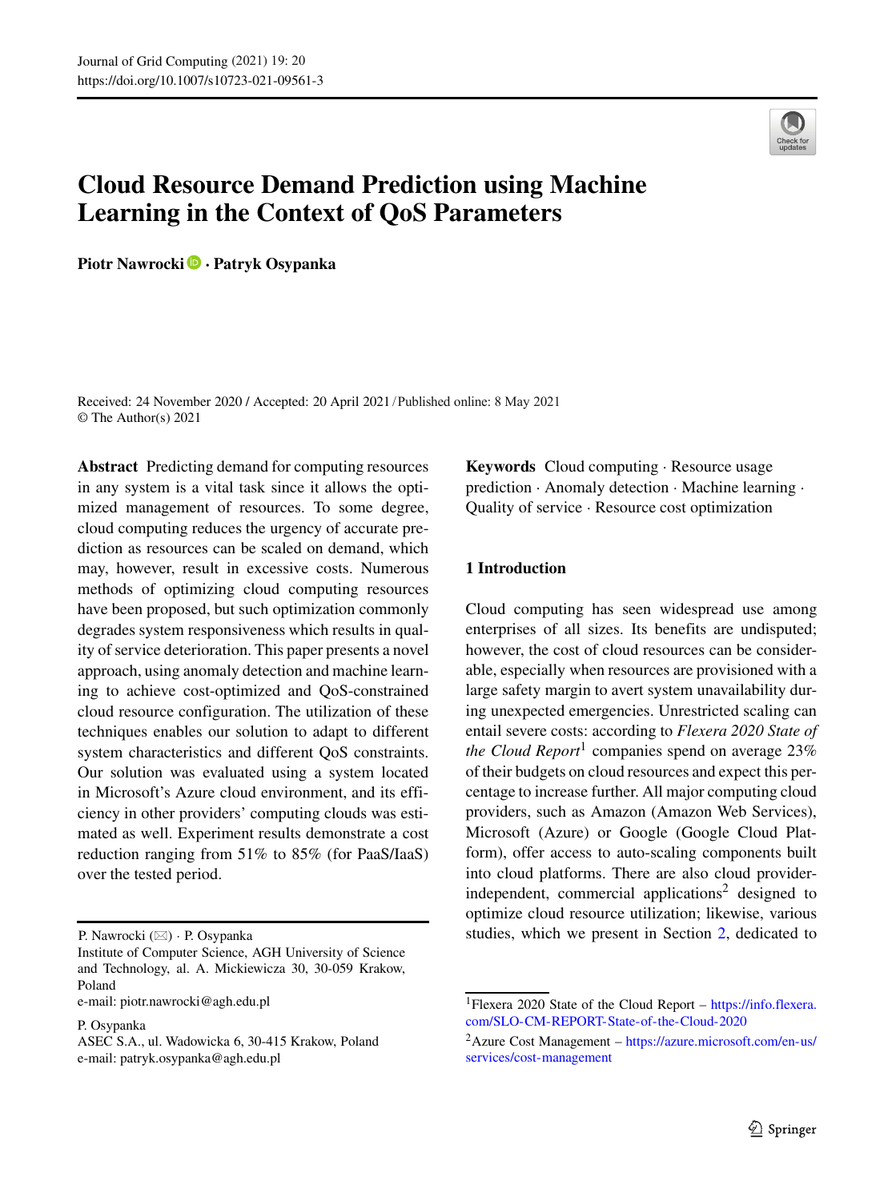# Cloud Resource Demand Prediction using Machine Learning in the Context of QoS Parameters

**Piotr Nawrocki · Patryk Osypanka**

Received: 24 November 2020 / Accepted: 20 April 2021 / Published online: 8 May 2021
© The Author(s) 2021

**Abstract** Predicting demand for computing resources in any system is a vital task since it allows the optimized management of resources. To some degree, cloud computing reduces the urgency of accurate prediction as resources can be scaled on demand, which may, however, result in excessive costs. Numerous methods of optimizing cloud computing resources have been proposed, but such optimization commonly degrades system responsiveness which results in quality of service deterioration. This paper presents a novel approach, using anomaly detection and machine learning to achieve cost-optimized and QoS-constrained cloud resource configuration. The utilization of these techniques enables our solution to adapt to different system characteristics and different QoS constraints. Our solution was evaluated using a system located in Microsoft's Azure cloud environment, and its efficiency in other providers' computing clouds was estimated as well. Experiment results demonstrate a cost reduction ranging from 51% to 85% (for PaaS/IaaS) over the tested period.

**Keywords** Cloud computing · Resource usage prediction · Anomaly detection · Machine learning · Quality of service · Resource cost optimization

P. Nawrocki (✉) · P. Osypanka
Institute of Computer Science, AGH University of Science and Technology, al. A. Mickiewicza 30, 30-059 Krakow, Poland
e-mail: piotr.nawrocki@agh.edu.pl

P. Osypanka
ASEC S.A., ul. Wadowicka 6, 30-415 Krakow, Poland
e-mail: patryk.osypanka@agh.edu.pl

## 1 Introduction

Cloud computing has seen widespread use among enterprises of all sizes. Its benefits are undisputed; however, the cost of cloud resources can be considerable, especially when resources are provisioned with a large safety margin to avert system unavailability during unexpected emergencies. Unrestricted scaling can entail severe costs: according to *Flexera 2020 State of the Cloud Report*[1] companies spend on average 23% of their budgets on cloud resources and expect this percentage to increase further. All major computing cloud providers, such as Amazon (Amazon Web Services), Microsoft (Azure) or Google (Google Cloud Platform), offer access to auto-scaling components built into cloud platforms. There are also cloud provider-independent, commercial applications[2] designed to optimize cloud resource utilization; likewise, various studies, which we present in Section 2, dedicated to

[1] Flexera 2020 State of the Cloud Report – https://info.flexera.com/SLO-CM-REPORT-State-of-the-Cloud-2020

[2] Azure Cost Management – https://azure.microsoft.com/en-us/services/cost-management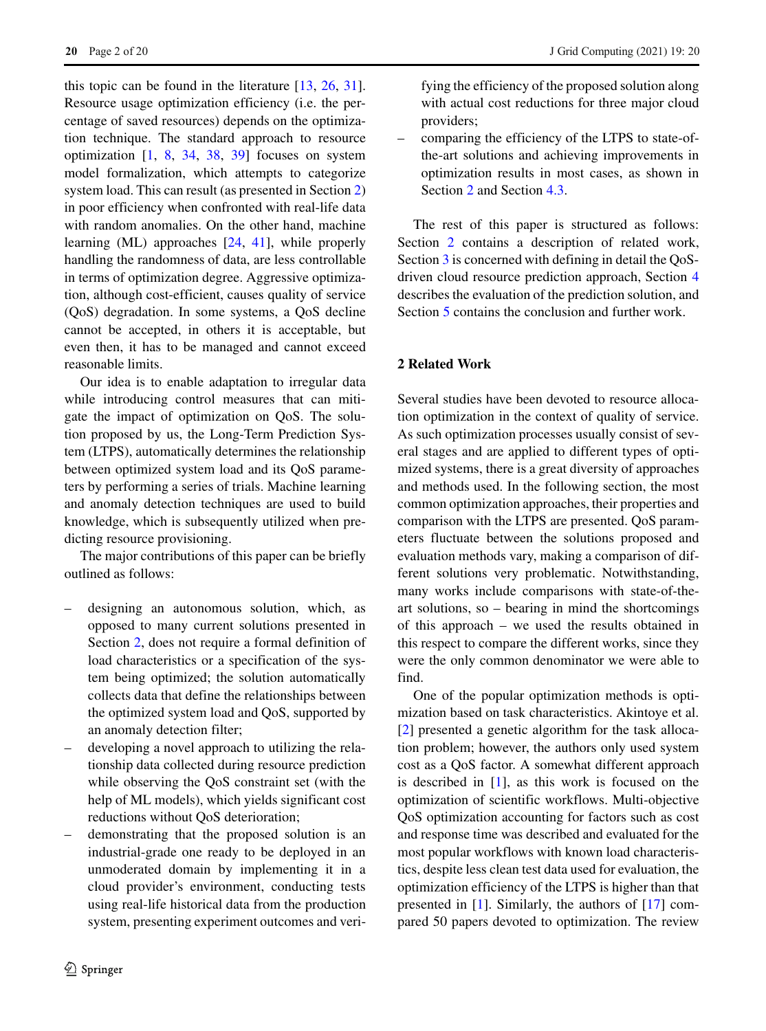this topic can be found in the literature [13, 26, 31]. Resource usage optimization efficiency (i.e. the percentage of saved resources) depends on the optimization technique. The standard approach to resource optimization [1, 8, 34, 38, 39] focuses on system model formalization, which attempts to categorize system load. This can result (as presented in Section 2) in poor efficiency when confronted with real-life data with random anomalies. On the other hand, machine learning (ML) approaches [24, 41], while properly handling the randomness of data, are less controllable in terms of optimization degree. Aggressive optimization, although cost-efficient, causes quality of service (QoS) degradation. In some systems, a QoS decline cannot be accepted, in others it is acceptable, but even then, it has to be managed and cannot exceed reasonable limits.

Our idea is to enable adaptation to irregular data while introducing control measures that can mitigate the impact of optimization on QoS. The solution proposed by us, the Long-Term Prediction System (LTPS), automatically determines the relationship between optimized system load and its QoS parameters by performing a series of trials. Machine learning and anomaly detection techniques are used to build knowledge, which is subsequently utilized when predicting resource provisioning.

The major contributions of this paper can be briefly outlined as follows:

- designing an autonomous solution, which, as opposed to many current solutions presented in Section 2, does not require a formal definition of load characteristics or a specification of the system being optimized; the solution automatically collects data that define the relationships between the optimized system load and QoS, supported by an anomaly detection filter;
- developing a novel approach to utilizing the relationship data collected during resource prediction while observing the QoS constraint set (with the help of ML models), which yields significant cost reductions without QoS deterioration;
- demonstrating that the proposed solution is an industrial-grade one ready to be deployed in an unmoderated domain by implementing it in a cloud provider's environment, conducting tests using real-life historical data from the production system, presenting experiment outcomes and verifying the efficiency of the proposed solution along with actual cost reductions for three major cloud providers;
- comparing the efficiency of the LTPS to state-of-the-art solutions and achieving improvements in optimization results in most cases, as shown in Section 2 and Section 4.3.

The rest of this paper is structured as follows: Section 2 contains a description of related work, Section 3 is concerned with defining in detail the QoS-driven cloud resource prediction approach, Section 4 describes the evaluation of the prediction solution, and Section 5 contains the conclusion and further work.

## 2 Related Work

Several studies have been devoted to resource allocation optimization in the context of quality of service. As such optimization processes usually consist of several stages and are applied to different types of optimized systems, there is a great diversity of approaches and methods used. In the following section, the most common optimization approaches, their properties and comparison with the LTPS are presented. QoS parameters fluctuate between the solutions proposed and evaluation methods vary, making a comparison of different solutions very problematic. Notwithstanding, many works include comparisons with state-of-the-art solutions, so – bearing in mind the shortcomings of this approach – we used the results obtained in this respect to compare the different works, since they were the only common denominator we were able to find.

One of the popular optimization methods is optimization based on task characteristics. Akintoye et al. [2] presented a genetic algorithm for the task allocation problem; however, the authors only used system cost as a QoS factor. A somewhat different approach is described in [1], as this work is focused on the optimization of scientific workflows. Multi-objective QoS optimization accounting for factors such as cost and response time was described and evaluated for the most popular workflows with known load characteristics, despite less clean test data used for evaluation, the optimization efficiency of the LTPS is higher than that presented in [1]. Similarly, the authors of [17] compared 50 papers devoted to optimization. The review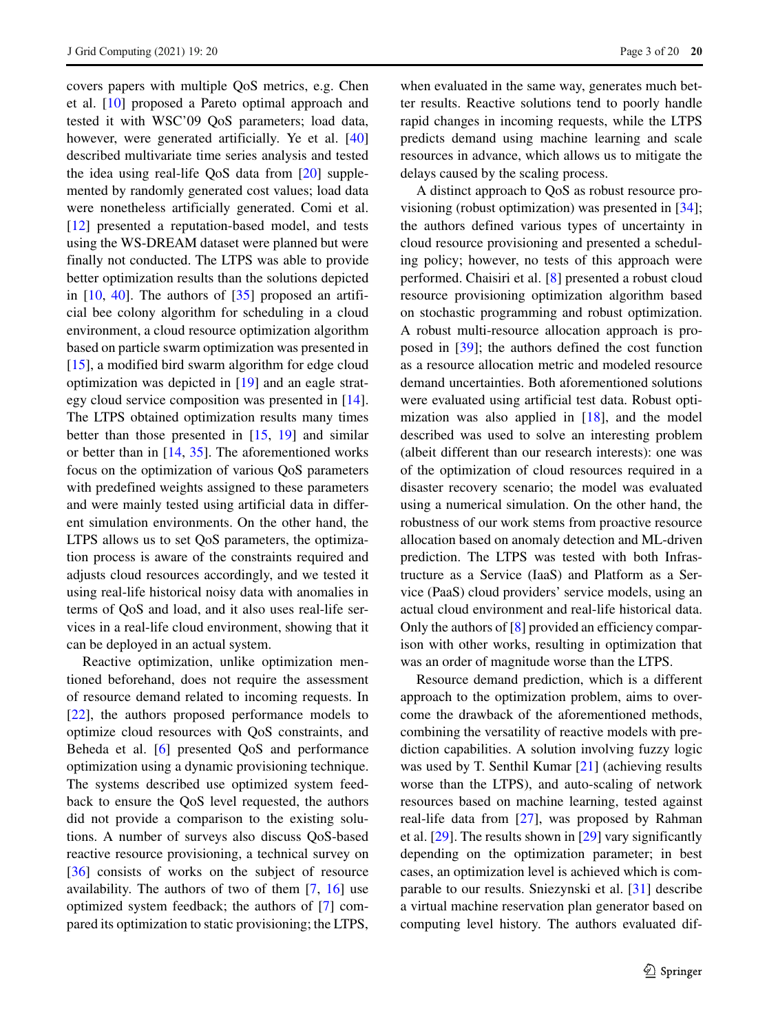covers papers with multiple QoS metrics, e.g. Chen et al. [10] proposed a Pareto optimal approach and tested it with WSC'09 QoS parameters; load data, however, were generated artificially. Ye et al. [40] described multivariate time series analysis and tested the idea using real-life QoS data from [20] supplemented by randomly generated cost values; load data were nonetheless artificially generated. Comi et al. [12] presented a reputation-based model, and tests using the WS-DREAM dataset were planned but were finally not conducted. The LTPS was able to provide better optimization results than the solutions depicted in [10, 40]. The authors of [35] proposed an artificial bee colony algorithm for scheduling in a cloud environment, a cloud resource optimization algorithm based on particle swarm optimization was presented in [15], a modified bird swarm algorithm for edge cloud optimization was depicted in [19] and an eagle strategy cloud service composition was presented in [14]. The LTPS obtained optimization results many times better than those presented in [15, 19] and similar or better than in [14, 35]. The aforementioned works focus on the optimization of various QoS parameters with predefined weights assigned to these parameters and were mainly tested using artificial data in different simulation environments. On the other hand, the LTPS allows us to set QoS parameters, the optimization process is aware of the constraints required and adjusts cloud resources accordingly, and we tested it using real-life historical noisy data with anomalies in terms of QoS and load, and it also uses real-life services in a real-life cloud environment, showing that it can be deployed in an actual system.

Reactive optimization, unlike optimization mentioned beforehand, does not require the assessment of resource demand related to incoming requests. In [22], the authors proposed performance models to optimize cloud resources with QoS constraints, and Beheda et al. [6] presented QoS and performance optimization using a dynamic provisioning technique. The systems described use optimized system feedback to ensure the QoS level requested, the authors did not provide a comparison to the existing solutions. A number of surveys also discuss QoS-based reactive resource provisioning, a technical survey on [36] consists of works on the subject of resource availability. The authors of two of them [7, 16] use optimized system feedback; the authors of [7] compared its optimization to static provisioning; the LTPS, when evaluated in the same way, generates much better results. Reactive solutions tend to poorly handle rapid changes in incoming requests, while the LTPS predicts demand using machine learning and scale resources in advance, which allows us to mitigate the delays caused by the scaling process.

A distinct approach to QoS as robust resource provisioning (robust optimization) was presented in [34]; the authors defined various types of uncertainty in cloud resource provisioning and presented a scheduling policy; however, no tests of this approach were performed. Chaisiri et al. [8] presented a robust cloud resource provisioning optimization algorithm based on stochastic programming and robust optimization. A robust multi-resource allocation approach is proposed in [39]; the authors defined the cost function as a resource allocation metric and modeled resource demand uncertainties. Both aforementioned solutions were evaluated using artificial test data. Robust optimization was also applied in [18], and the model described was used to solve an interesting problem (albeit different than our research interests): one was of the optimization of cloud resources required in a disaster recovery scenario; the model was evaluated using a numerical simulation. On the other hand, the robustness of our work stems from proactive resource allocation based on anomaly detection and ML-driven prediction. The LTPS was tested with both Infrastructure as a Service (IaaS) and Platform as a Service (PaaS) cloud providers' service models, using an actual cloud environment and real-life historical data. Only the authors of [8] provided an efficiency comparison with other works, resulting in optimization that was an order of magnitude worse than the LTPS.

Resource demand prediction, which is a different approach to the optimization problem, aims to overcome the drawback of the aforementioned methods, combining the versatility of reactive models with prediction capabilities. A solution involving fuzzy logic was used by T. Senthil Kumar [21] (achieving results worse than the LTPS), and auto-scaling of network resources based on machine learning, tested against real-life data from [27], was proposed by Rahman et al. [29]. The results shown in [29] vary significantly depending on the optimization parameter; in best cases, an optimization level is achieved which is comparable to our results. Sniezynski et al. [31] describe a virtual machine reservation plan generator based on computing level history. The authors evaluated dif-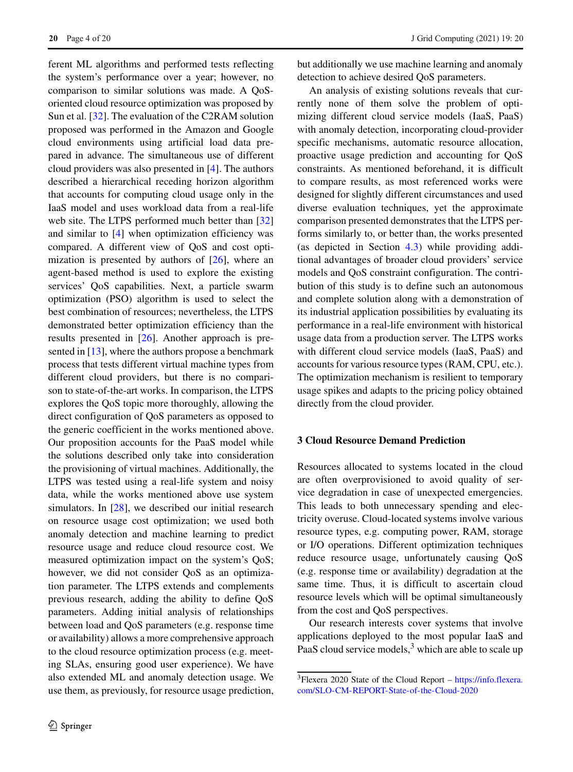ferent ML algorithms and performed tests reflecting the system's performance over a year; however, no comparison to similar solutions was made. A QoS-oriented cloud resource optimization was proposed by Sun et al. [32]. The evaluation of the C2RAM solution proposed was performed in the Amazon and Google cloud environments using artificial load data prepared in advance. The simultaneous use of different cloud providers was also presented in [4]. The authors described a hierarchical receding horizon algorithm that accounts for computing cloud usage only in the IaaS model and uses workload data from a real-life web site. The LTPS performed much better than [32] and similar to [4] when optimization efficiency was compared. A different view of QoS and cost optimization is presented by authors of [26], where an agent-based method is used to explore the existing services' QoS capabilities. Next, a particle swarm optimization (PSO) algorithm is used to select the best combination of resources; nevertheless, the LTPS demonstrated better optimization efficiency than the results presented in [26]. Another approach is presented in [13], where the authors propose a benchmark process that tests different virtual machine types from different cloud providers, but there is no comparison to state-of-the-art works. In comparison, the LTPS explores the QoS topic more thoroughly, allowing the direct configuration of QoS parameters as opposed to the generic coefficient in the works mentioned above. Our proposition accounts for the PaaS model while the solutions described only take into consideration the provisioning of virtual machines. Additionally, the LTPS was tested using a real-life system and noisy data, while the works mentioned above use system simulators. In [28], we described our initial research on resource usage cost optimization; we used both anomaly detection and machine learning to predict resource usage and reduce cloud resource cost. We measured optimization impact on the system's QoS; however, we did not consider QoS as an optimization parameter. The LTPS extends and complements previous research, adding the ability to define QoS parameters. Adding initial analysis of relationships between load and QoS parameters (e.g. response time or availability) allows a more comprehensive approach to the cloud resource optimization process (e.g. meeting SLAs, ensuring good user experience). We have also extended ML and anomaly detection usage. We use them, as previously, for resource usage prediction, but additionally we use machine learning and anomaly detection to achieve desired QoS parameters.

An analysis of existing solutions reveals that currently none of them solve the problem of optimizing different cloud service models (IaaS, PaaS) with anomaly detection, incorporating cloud-provider specific mechanisms, automatic resource allocation, proactive usage prediction and accounting for QoS constraints. As mentioned beforehand, it is difficult to compare results, as most referenced works were designed for slightly different circumstances and used diverse evaluation techniques, yet the approximate comparison presented demonstrates that the LTPS performs similarly to, or better than, the works presented (as depicted in Section 4.3) while providing additional advantages of broader cloud providers' service models and QoS constraint configuration. The contribution of this study is to define such an autonomous and complete solution along with a demonstration of its industrial application possibilities by evaluating its performance in a real-life environment with historical usage data from a production server. The LTPS works with different cloud service models (IaaS, PaaS) and accounts for various resource types (RAM, CPU, etc.). The optimization mechanism is resilient to temporary usage spikes and adapts to the pricing policy obtained directly from the cloud provider.

## 3 Cloud Resource Demand Prediction

Resources allocated to systems located in the cloud are often overprovisioned to avoid quality of service degradation in case of unexpected emergencies. This leads to both unnecessary spending and electricity overuse. Cloud-located systems involve various resource types, e.g. computing power, RAM, storage or I/O operations. Different optimization techniques reduce resource usage, unfortunately causing QoS (e.g. response time or availability) degradation at the same time. Thus, it is difficult to ascertain cloud resource levels which will be optimal simultaneously from the cost and QoS perspectives.

Our research interests cover systems that involve applications deployed to the most popular IaaS and PaaS cloud service models,[3] which are able to scale up

[3] Flexera 2020 State of the Cloud Report – https://info.flexera.com/SLO-CM-REPORT-State-of-the-Cloud-2020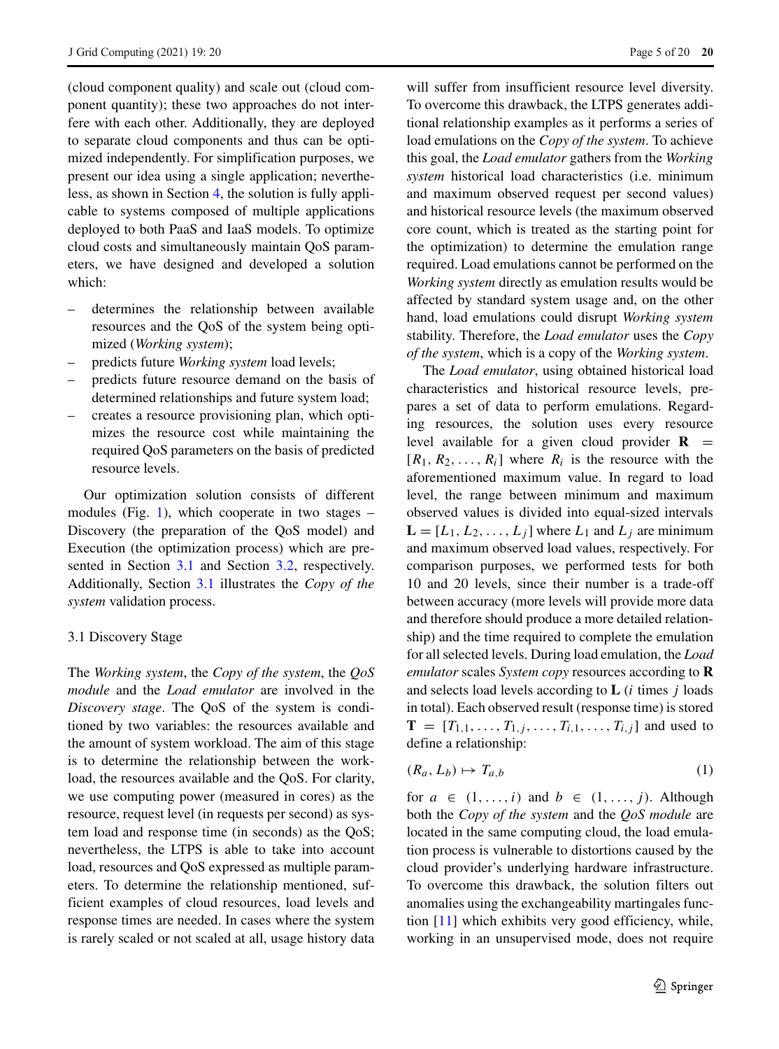(cloud component quality) and scale out (cloud component quantity); these two approaches do not interfere with each other. Additionally, they are deployed to separate cloud components and thus can be optimized independently. For simplification purposes, we present our idea using a single application; nevertheless, as shown in Section 4, the solution is fully applicable to systems composed of multiple applications deployed to both PaaS and IaaS models. To optimize cloud costs and simultaneously maintain QoS parameters, we have designed and developed a solution which:

- determines the relationship between available resources and the QoS of the system being optimized (*Working system*);
- predicts future *Working system* load levels;
- predicts future resource demand on the basis of determined relationships and future system load;
- creates a resource provisioning plan, which optimizes the resource cost while maintaining the required QoS parameters on the basis of predicted resource levels.

Our optimization solution consists of different modules (Fig. 1), which cooperate in two stages – Discovery (the preparation of the QoS model) and Execution (the optimization process) which are presented in Section 3.1 and Section 3.2, respectively. Additionally, Section 3.1 illustrates the *Copy of the system* validation process.

### 3.1 Discovery Stage

The *Working system*, the *Copy of the system*, the *QoS module* and the *Load emulator* are involved in the *Discovery stage*. The QoS of the system is conditioned by two variables: the resources available and the amount of system workload. The aim of this stage is to determine the relationship between the workload, the resources available and the QoS. For clarity, we use computing power (measured in cores) as the resource, request level (in requests per second) as system load and response time (in seconds) as the QoS; nevertheless, the LTPS is able to take into account load, resources and QoS expressed as multiple parameters. To determine the relationship mentioned, sufficient examples of cloud resources, load levels and response times are needed. In cases where the system is rarely scaled or not scaled at all, usage history data will suffer from insufficient resource level diversity. To overcome this drawback, the LTPS generates additional relationship examples as it performs a series of load emulations on the *Copy of the system*. To achieve this goal, the *Load emulator* gathers from the *Working system* historical load characteristics (i.e. minimum and maximum observed request per second values) and historical resource levels (the maximum observed core count, which is treated as the starting point for the optimization) to determine the emulation range required. Load emulations cannot be performed on the *Working system* directly as emulation results would be affected by standard system usage and, on the other hand, load emulations could disrupt *Working system* stability. Therefore, the *Load emulator* uses the *Copy of the system*, which is a copy of the *Working system*.

The *Load emulator*, using obtained historical load characteristics and historical resource levels, prepares a set of data to perform emulations. Regarding resources, the solution uses every resource level available for a given cloud provider $\mathbf{R} = [R_1, R_2, \ldots, R_i]$ where $R_i$ is the resource with the aforementioned maximum value. In regard to load level, the range between minimum and maximum observed values is divided into equal-sized intervals $\mathbf{L} = [L_1, L_2, \ldots, L_j]$ where $L_1$ and $L_j$ are minimum and maximum observed load values, respectively. For comparison purposes, we performed tests for both 10 and 20 levels, since their number is a trade-off between accuracy (more levels will provide more data and therefore should produce a more detailed relationship) and the time required to complete the emulation for all selected levels. During load emulation, the *Load emulator* scales *System copy* resources according to $\mathbf{R}$ and selects load levels according to $\mathbf{L}$ ($i$ times $j$ loads in total). Each observed result (response time) is stored $\mathbf{T} = [T_{1,1}, \ldots, T_{1,j}, \ldots, T_{i,1}, \ldots, T_{i,j}]$ and used to define a relationship:

$$(R_a, L_b) \mapsto T_{a,b} \tag{1}$$

for $a \in (1, \ldots, i)$ and $b \in (1, \ldots, j)$. Although both the *Copy of the system* and the *QoS module* are located in the same computing cloud, the load emulation process is vulnerable to distortions caused by the cloud provider's underlying hardware infrastructure. To overcome this drawback, the solution filters out anomalies using the exchangeability martingales function [11] which exhibits very good efficiency, while, working in an unsupervised mode, does not require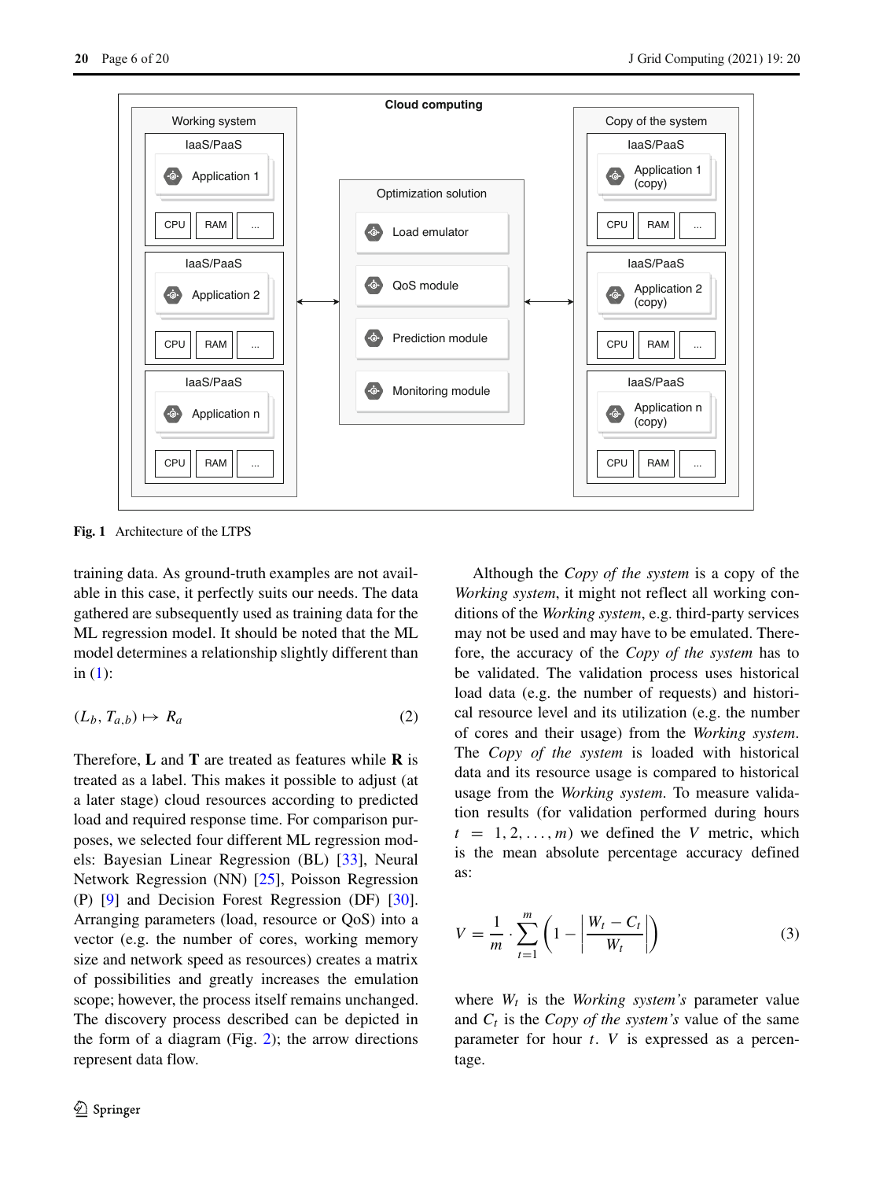**Fig. 1** Architecture of the LTPS

training data. As ground-truth examples are not available in this case, it perfectly suits our needs. The data gathered are subsequently used as training data for the ML regression model. It should be noted that the ML model determines a relationship slightly different than in (1):

$$(L_b, T_{a,b}) \mapsto R_a \tag{2}$$

Therefore, **L** and **T** are treated as features while **R** is treated as a label. This makes it possible to adjust (at a later stage) cloud resources according to predicted load and required response time. For comparison purposes, we selected four different ML regression models: Bayesian Linear Regression (BL) [33], Neural Network Regression (NN) [25], Poisson Regression (P) [9] and Decision Forest Regression (DF) [30]. Arranging parameters (load, resource or QoS) into a vector (e.g. the number of cores, working memory size and network speed as resources) creates a matrix of possibilities and greatly increases the emulation scope; however, the process itself remains unchanged. The discovery process described can be depicted in the form of a diagram (Fig. 2); the arrow directions represent data flow.

Although the *Copy of the system* is a copy of the *Working system*, it might not reflect all working conditions of the *Working system*, e.g. third-party services may not be used and may have to be emulated. Therefore, the accuracy of the *Copy of the system* has to be validated. The validation process uses historical load data (e.g. the number of requests) and historical resource level and its utilization (e.g. the number of cores and their usage) from the *Working system*. The *Copy of the system* is loaded with historical data and its resource usage is compared to historical usage from the *Working system*. To measure validation results (for validation performed during hours $t = 1, 2, \ldots, m$) we defined the $V$ metric, which is the mean absolute percentage accuracy defined as:

$$V = \frac{1}{m} \cdot \sum_{t=1}^{m} \left(1 - \left|\frac{W_t - C_t}{W_t}\right|\right) \tag{3}$$

where $W_t$ is the *Working system's* parameter value and $C_t$ is the *Copy of the system's* value of the same parameter for hour $t$. $V$ is expressed as a percentage.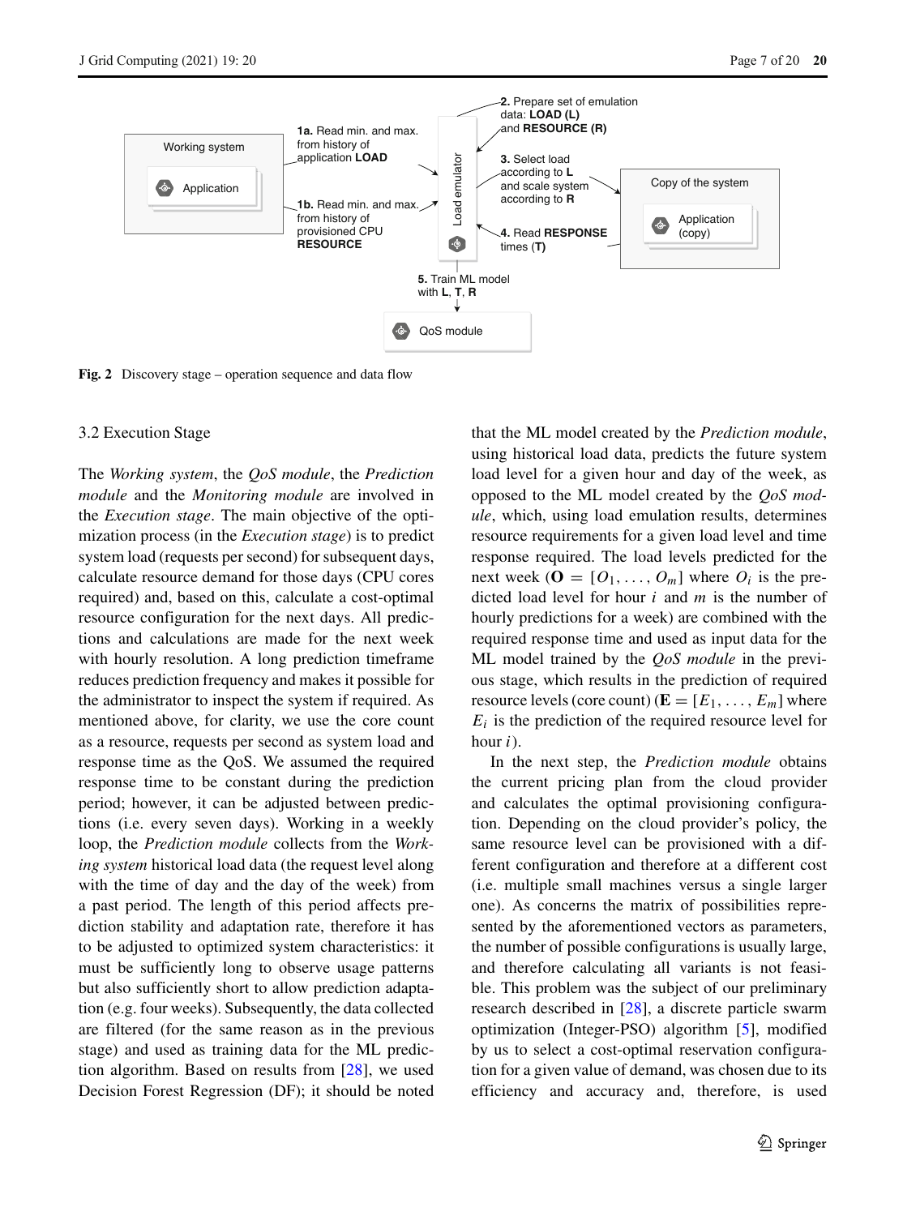Working system

Application

**1a.** Read min. and max. from history of application **LOAD**

**1b.** Read min. and max. from history of provisioned CPU **RESOURCE**

Load emulator

**2.** Prepare set of emulation data: **LOAD (L)** and **RESOURCE (R)**

**3.** Select load according to **L** and scale system according to **R**

**4.** Read **RESPONSE** times **(T)**

Copy of the system

Application (copy)

**5.** Train ML model with **L**, **T**, **R**

QoS module

**Fig. 2** Discovery stage – operation sequence and data flow

### 3.2 Execution Stage

The *Working system*, the *QoS module*, the *Prediction module* and the *Monitoring module* are involved in the *Execution stage*. The main objective of the optimization process (in the *Execution stage*) is to predict system load (requests per second) for subsequent days, calculate resource demand for those days (CPU cores required) and, based on this, calculate a cost-optimal resource configuration for the next days. All predictions and calculations are made for the next week with hourly resolution. A long prediction timeframe reduces prediction frequency and makes it possible for the administrator to inspect the system if required. As mentioned above, for clarity, we use the core count as a resource, requests per second as system load and response time as the QoS. We assumed the required response time to be constant during the prediction period; however, it can be adjusted between predictions (i.e. every seven days). Working in a weekly loop, the *Prediction module* collects from the *Working system* historical load data (the request level along with the time of day and the day of the week) from a past period. The length of this period affects prediction stability and adaptation rate, therefore it has to be adjusted to optimized system characteristics: it must be sufficiently long to observe usage patterns but also sufficiently short to allow prediction adaptation (e.g. four weeks). Subsequently, the data collected are filtered (for the same reason as in the previous stage) and used as training data for the ML prediction algorithm. Based on results from [28], we used Decision Forest Regression (DF); it should be noted that the ML model created by the *Prediction module*, using historical load data, predicts the future system load level for a given hour and day of the week, as opposed to the ML model created by the *QoS module*, which, using load emulation results, determines resource requirements for a given load level and time response required. The load levels predicted for the next week ($\mathbf{O} = [O_1, \ldots, O_m]$ where $O_i$ is the predicted load level for hour $i$ and $m$ is the number of hourly predictions for a week) are combined with the required response time and used as input data for the ML model trained by the *QoS module* in the previous stage, which results in the prediction of required resource levels (core count) ($\mathbf{E} = [E_1, \ldots, E_m]$ where $E_i$ is the prediction of the required resource level for hour $i$).

In the next step, the *Prediction module* obtains the current pricing plan from the cloud provider and calculates the optimal provisioning configuration. Depending on the cloud provider's policy, the same resource level can be provisioned with a different configuration and therefore at a different cost (i.e. multiple small machines versus a single larger one). As concerns the matrix of possibilities represented by the aforementioned vectors as parameters, the number of possible configurations is usually large, and therefore calculating all variants is not feasible. This problem was the subject of our preliminary research described in [28], a discrete particle swarm optimization (Integer-PSO) algorithm [5], modified by us to select a cost-optimal reservation configuration for a given value of demand, was chosen due to its efficiency and accuracy and, therefore, is used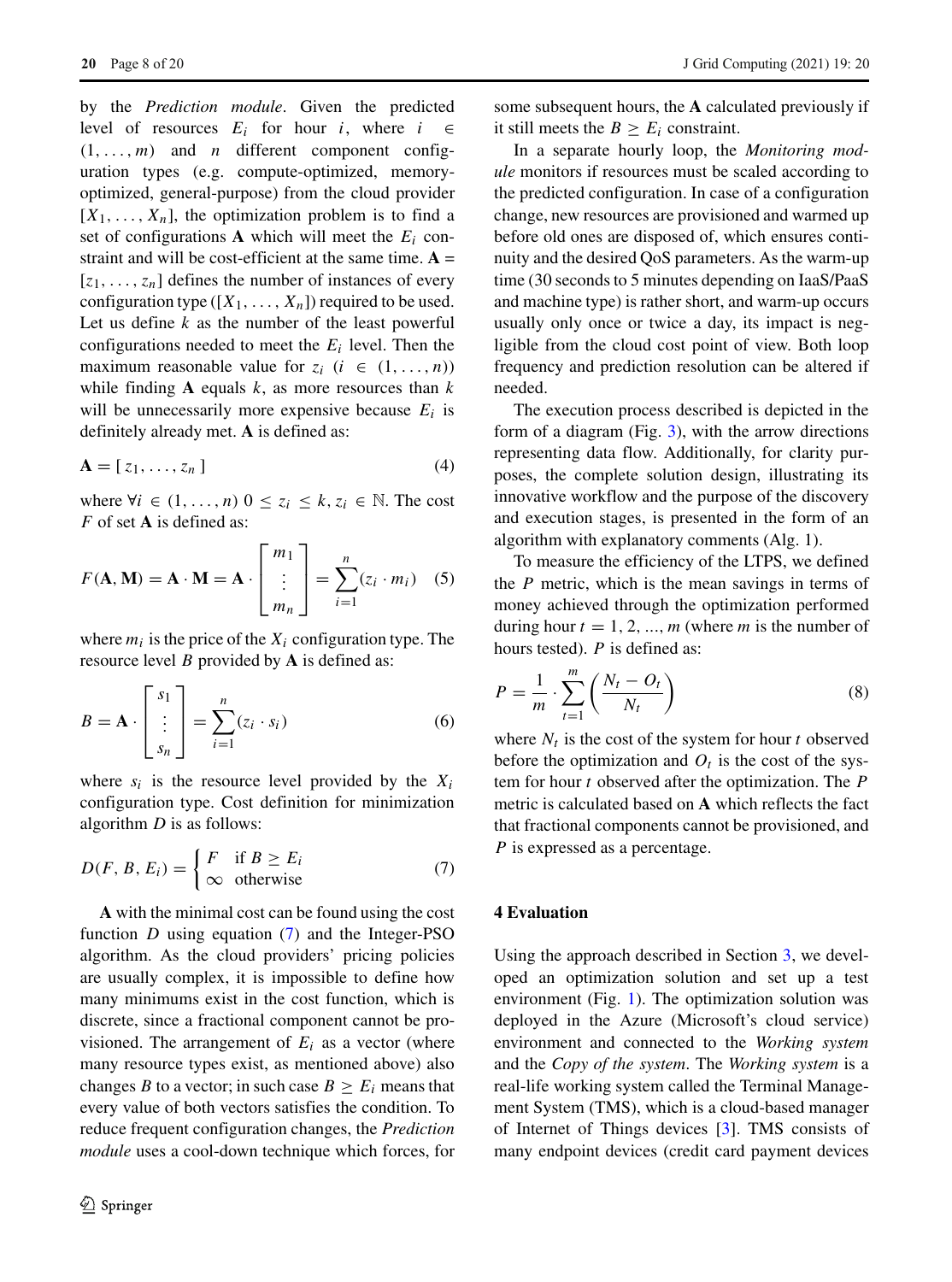by the *Prediction module*. Given the predicted level of resources $E_i$ for hour $i$, where $i \in (1, \ldots, m)$ and $n$ different component configuration types (e.g. compute-optimized, memory-optimized, general-purpose) from the cloud provider $[X_1, \ldots, X_n]$, the optimization problem is to find a set of configurations **A** which will meet the $E_i$ constraint and will be cost-efficient at the same time. $\mathbf{A} = [z_1, \ldots, z_n]$ defines the number of instances of every configuration type ($[X_1, \ldots, X_n]$) required to be used. Let us define $k$ as the number of the least powerful configurations needed to meet the $E_i$ level. Then the maximum reasonable value for $z_i$ ($i \in (1, \ldots, n)$) while finding **A** equals $k$, as more resources than $k$ will be unnecessarily more expensive because $E_i$ is definitely already met. **A** is defined as:

$$\mathbf{A} = [\, z_1, \ldots, z_n \,] \tag{4}$$

where $\forall i \in (1, \ldots, n)\ 0 \leq z_i \leq k, z_i \in \mathbb{N}$. The cost $F$ of set **A** is defined as:

$$F(\mathbf{A}, \mathbf{M}) = \mathbf{A} \cdot \mathbf{M} = \mathbf{A} \cdot \begin{bmatrix} m_1 \\ \vdots \\ m_n \end{bmatrix} = \sum_{i=1}^{n} (z_i \cdot m_i) \tag{5}$$

where $m_i$ is the price of the $X_i$ configuration type. The resource level $B$ provided by **A** is defined as:

$$B = \mathbf{A} \cdot \begin{bmatrix} s_1 \\ \vdots \\ s_n \end{bmatrix} = \sum_{i=1}^{n} (z_i \cdot s_i) \tag{6}$$

where $s_i$ is the resource level provided by the $X_i$ configuration type. Cost definition for minimization algorithm $D$ is as follows:

$$D(F, B, E_i) = \begin{cases} F & \text{if } B \geq E_i \\ \infty & \text{otherwise} \end{cases} \tag{7}$$

**A** with the minimal cost can be found using the cost function $D$ using equation (7) and the Integer-PSO algorithm. As the cloud providers' pricing policies are usually complex, it is impossible to define how many minimums exist in the cost function, which is discrete, since a fractional component cannot be provisioned. The arrangement of $E_i$ as a vector (where many resource types exist, as mentioned above) also changes $B$ to a vector; in such case $B \geq E_i$ means that every value of both vectors satisfies the condition. To reduce frequent configuration changes, the *Prediction module* uses a cool-down technique which forces, for some subsequent hours, the **A** calculated previously if it still meets the $B \geq E_i$ constraint.

In a separate hourly loop, the *Monitoring module* monitors if resources must be scaled according to the predicted configuration. In case of a configuration change, new resources are provisioned and warmed up before old ones are disposed of, which ensures continuity and the desired QoS parameters. As the warm-up time (30 seconds to 5 minutes depending on IaaS/PaaS and machine type) is rather short, and warm-up occurs usually only once or twice a day, its impact is negligible from the cloud cost point of view. Both loop frequency and prediction resolution can be altered if needed.

The execution process described is depicted in the form of a diagram (Fig. 3), with the arrow directions representing data flow. Additionally, for clarity purposes, the complete solution design, illustrating its innovative workflow and the purpose of the discovery and execution stages, is presented in the form of an algorithm with explanatory comments (Alg. 1).

To measure the efficiency of the LTPS, we defined the $P$ metric, which is the mean savings in terms of money achieved through the optimization performed during hour $t = 1, 2, \ldots, m$ (where $m$ is the number of hours tested). $P$ is defined as:

$$P = \frac{1}{m} \cdot \sum_{t=1}^{m} \left( \frac{N_t - O_t}{N_t} \right) \tag{8}$$

where $N_t$ is the cost of the system for hour $t$ observed before the optimization and $O_t$ is the cost of the system for hour $t$ observed after the optimization. The $P$ metric is calculated based on **A** which reflects the fact that fractional components cannot be provisioned, and $P$ is expressed as a percentage.

## 4 Evaluation

Using the approach described in Section 3, we developed an optimization solution and set up a test environment (Fig. 1). The optimization solution was deployed in the Azure (Microsoft's cloud service) environment and connected to the *Working system* and the *Copy of the system*. The *Working system* is a real-life working system called the Terminal Management System (TMS), which is a cloud-based manager of Internet of Things devices [3]. TMS consists of many endpoint devices (credit card payment devices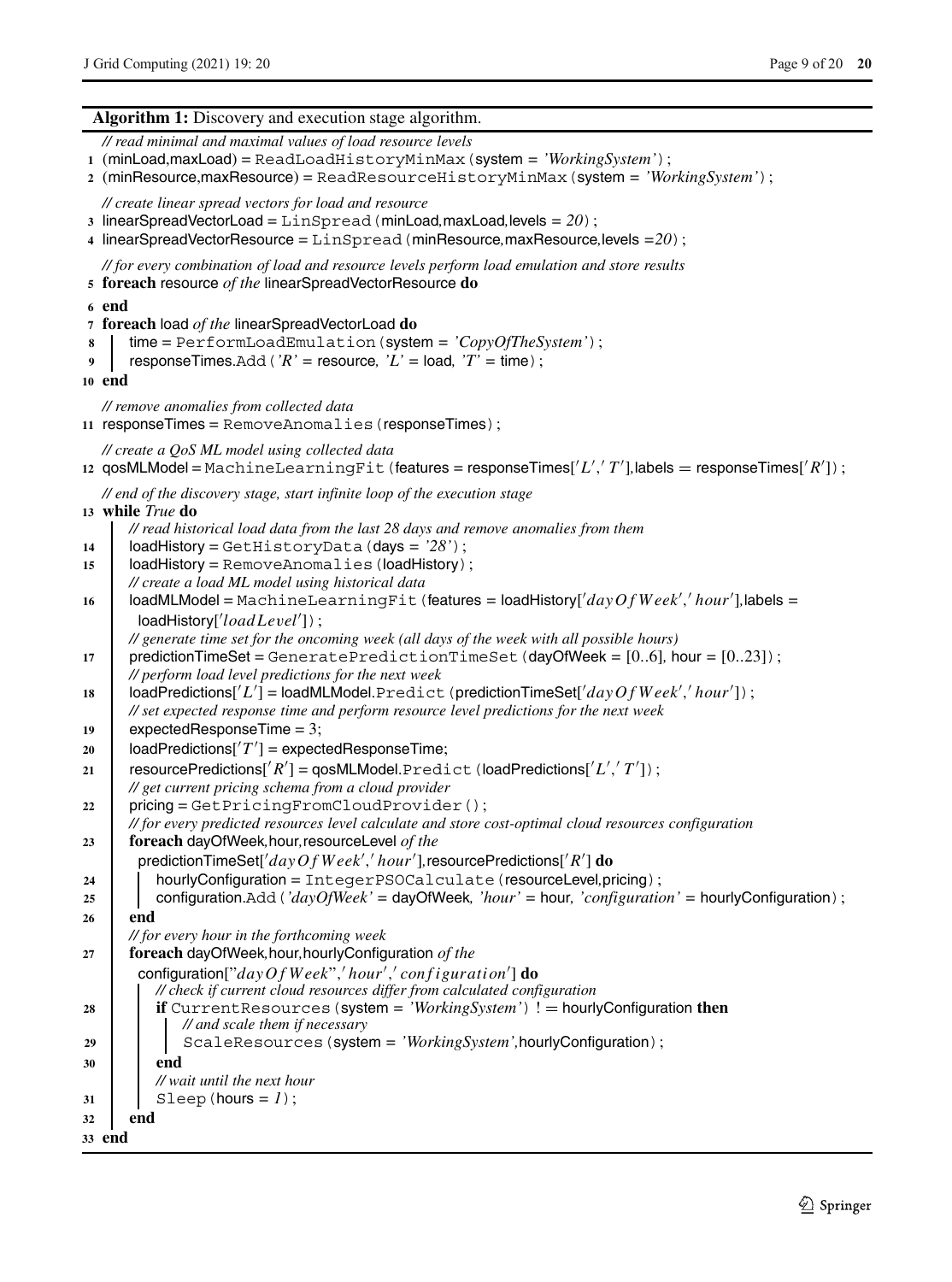**Algorithm 1:** Discovery and execution stage algorithm.

```
   // read minimal and maximal values of load resource levels
1  (minLoad,maxLoad) = ReadLoadHistoryMinMax(system = 'WorkingSystem');
2  (minResource,maxResource) = ReadResourceHistoryMinMax(system = 'WorkingSystem');
   // create linear spread vectors for load and resource
3  linearSpreadVectorLoad = LinSpread(minLoad,maxLoad,levels = 20);
4  linearSpreadVectorResource = LinSpread(minResource,maxResource,levels =20);
   // for every combination of load and resource levels perform load emulation and store results
5  foreach resource of the linearSpreadVectorResource do
6  end
7  foreach load of the linearSpreadVectorLoad do
8      time = PerformLoadEmulation(system = 'CopyOfTheSystem');
9      responseTimes.Add('R' = resource, 'L' = load, 'T' = time);
10 end
   // remove anomalies from collected data
11 responseTimes = RemoveAnomalies(responseTimes);
   // create a QoS ML model using collected data
12 qosMLModel = MachineLearningFit(features = responseTimes['L','T'],labels = responseTimes['R']);
   // end of the discovery stage, start infinite loop of the execution stage
13 while True do
       // read historical load data from the last 28 days and remove anomalies from them
14     loadHistory = GetHistoryData(days = '28');
15     loadHistory = RemoveAnomalies(loadHistory);
       // create a load ML model using historical data
16     loadMLModel = MachineLearningFit(features = loadHistory['dayOfWeek','hour'],labels =
         loadHistory['loadLevel']);
       // generate time set for the oncoming week (all days of the week with all possible hours)
17     predictionTimeSet = GeneratePredictionTimeSet(dayOfWeek = [0..6], hour = [0..23]);
       // perform load level predictions for the next week
18     loadPredictions['L'] = loadMLModel.Predict(predictionTimeSet['dayOfWeek','hour']);
       // set expected response time and perform resource level predictions for the next week
19     expectedResponseTime = 3;
20     loadPredictions['T'] = expectedResponseTime;
21     resourcePredictions['R'] = qosMLModel.Predict(loadPredictions['L','T']);
       // get current pricing schema from a cloud provider
22     pricing = GetPricingFromCloudProvider();
       // for every predicted resources level calculate and store cost-optimal cloud resources configuration
23     foreach dayOfWeek,hour,resourceLevel of the
         predictionTimeSet['dayOfWeek','hour'],resourcePredictions['R'] do
24         hourlyConfiguration = IntegerPSOCalculate(resourceLevel,pricing);
25         configuration.Add('dayOfWeek' = dayOfWeek, 'hour' = hour, 'configuration' = hourlyConfiguration);
26     end
       // for every hour in the forthcoming week
27     foreach dayOfWeek,hour,hourlyConfiguration of the
         configuration["dayOfWeek",'hour','configuration'] do
           // check if current cloud resources differ from calculated configuration
28         if CurrentResources(system = 'WorkingSystem') != hourlyConfiguration then
               // and scale them if necessary
29             ScaleResources(system = 'WorkingSystem',hourlyConfiguration);
30         end
           // wait until the next hour
31         Sleep(hours = 1);
32     end
33 end
```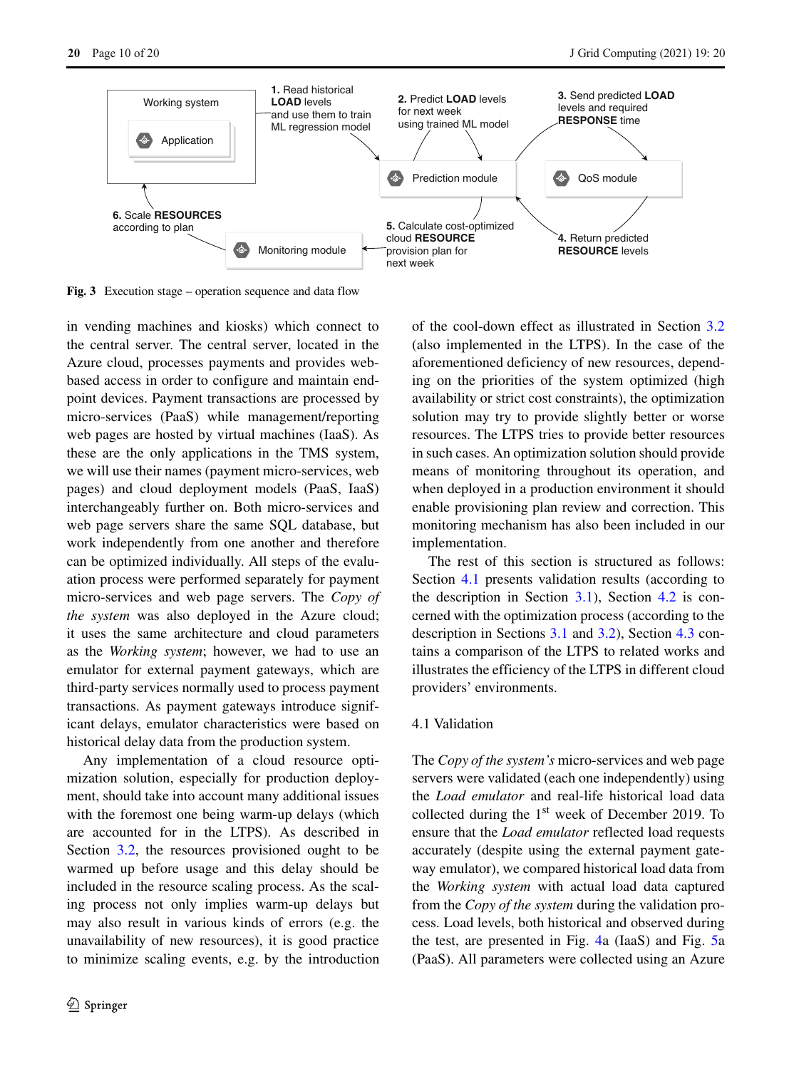**Fig. 3** Execution stage – operation sequence and data flow

in vending machines and kiosks) which connect to the central server. The central server, located in the Azure cloud, processes payments and provides web-based access in order to configure and maintain endpoint devices. Payment transactions are processed by micro-services (PaaS) while management/reporting web pages are hosted by virtual machines (IaaS). As these are the only applications in the TMS system, we will use their names (payment micro-services, web pages) and cloud deployment models (PaaS, IaaS) interchangeably further on. Both micro-services and web page servers share the same SQL database, but work independently from one another and therefore can be optimized individually. All steps of the evaluation process were performed separately for payment micro-services and web page servers. The *Copy of the system* was also deployed in the Azure cloud; it uses the same architecture and cloud parameters as the *Working system*; however, we had to use an emulator for external payment gateways, which are third-party services normally used to process payment transactions. As payment gateways introduce significant delays, emulator characteristics were based on historical delay data from the production system.

Any implementation of a cloud resource optimization solution, especially for production deployment, should take into account many additional issues with the foremost one being warm-up delays (which are accounted for in the LTPS). As described in Section 3.2, the resources provisioned ought to be warmed up before usage and this delay should be included in the resource scaling process. As the scaling process not only implies warm-up delays but may also result in various kinds of errors (e.g. the unavailability of new resources), it is good practice to minimize scaling events, e.g. by the introduction of the cool-down effect as illustrated in Section 3.2 (also implemented in the LTPS). In the case of the aforementioned deficiency of new resources, depending on the priorities of the system optimized (high availability or strict cost constraints), the optimization solution may try to provide slightly better or worse resources. The LTPS tries to provide better resources in such cases. An optimization solution should provide means of monitoring throughout its operation, and when deployed in a production environment it should enable provisioning plan review and correction. This monitoring mechanism has also been included in our implementation.

The rest of this section is structured as follows: Section 4.1 presents validation results (according to the description in Section 3.1), Section 4.2 is concerned with the optimization process (according to the description in Sections 3.1 and 3.2), Section 4.3 contains a comparison of the LTPS to related works and illustrates the efficiency of the LTPS in different cloud providers' environments.

### 4.1 Validation

The *Copy of the system's* micro-services and web page servers were validated (each one independently) using the *Load emulator* and real-life historical load data collected during the 1st week of December 2019. To ensure that the *Load emulator* reflected load requests accurately (despite using the external payment gateway emulator), we compared historical load data from the *Working system* with actual load data captured from the *Copy of the system* during the validation process. Load levels, both historical and observed during the test, are presented in Fig. 4a (IaaS) and Fig. 5a (PaaS). All parameters were collected using an Azure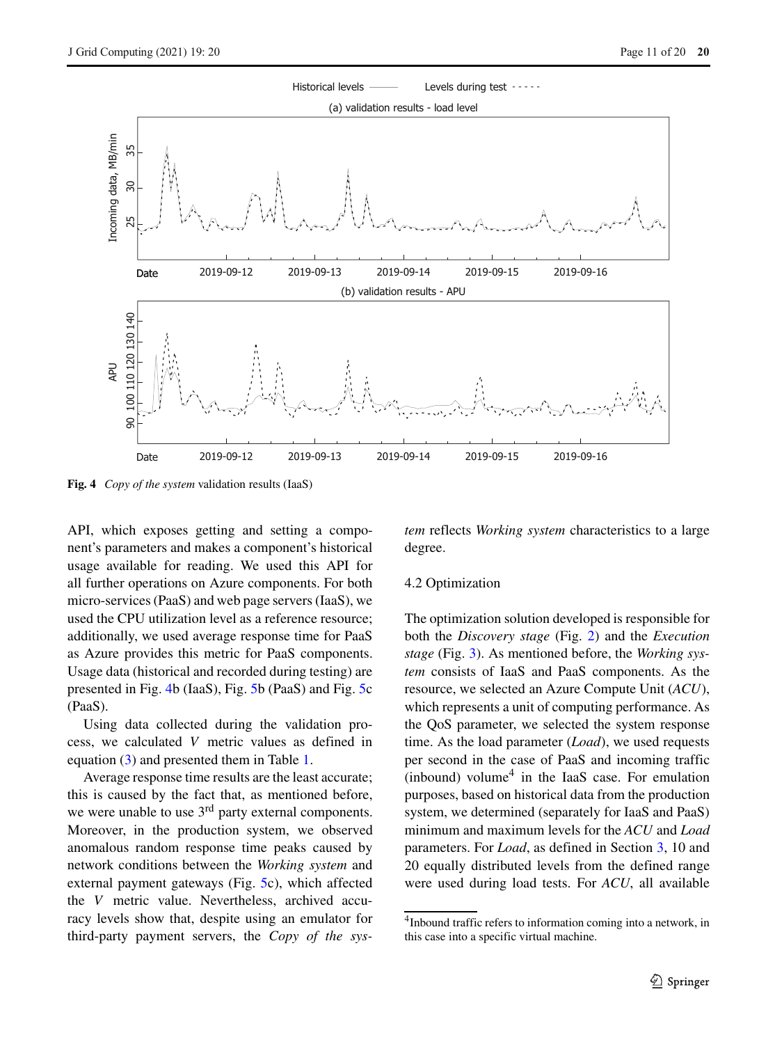Fig. 4 *Copy of the system* validation results (IaaS)

API, which exposes getting and setting a component's parameters and makes a component's historical usage available for reading. We used this API for all further operations on Azure components. For both micro-services (PaaS) and web page servers (IaaS), we used the CPU utilization level as a reference resource; additionally, we used average response time for PaaS as Azure provides this metric for PaaS components. Usage data (historical and recorded during testing) are presented in Fig. 4b (IaaS), Fig. 5b (PaaS) and Fig. 5c (PaaS).

Using data collected during the validation process, we calculated $V$ metric values as defined in equation (3) and presented them in Table 1.

Average response time results are the least accurate; this is caused by the fact that, as mentioned before, we were unable to use 3rd party external components. Moreover, in the production system, we observed anomalous random response time peaks caused by network conditions between the *Working system* and external payment gateways (Fig. 5c), which affected the $V$ metric value. Nevertheless, archived accuracy levels show that, despite using an emulator for third-party payment servers, the *Copy of the system* reflects *Working system* characteristics to a large degree.

### 4.2 Optimization

The optimization solution developed is responsible for both the *Discovery stage* (Fig. 2) and the *Execution stage* (Fig. 3). As mentioned before, the *Working system* consists of IaaS and PaaS components. As the resource, we selected an Azure Compute Unit (*ACU*), which represents a unit of computing performance. As the QoS parameter, we selected the system response time. As the load parameter (*Load*), we used requests per second in the case of PaaS and incoming traffic (inbound) volume[4] in the IaaS case. For emulation purposes, based on historical data from the production system, we determined (separately for IaaS and PaaS) minimum and maximum levels for the *ACU* and *Load* parameters. For *Load*, as defined in Section 3, 10 and 20 equally distributed levels from the defined range were used during load tests. For *ACU*, all available

[4] Inbound traffic refers to information coming into a network, in this case into a specific virtual machine.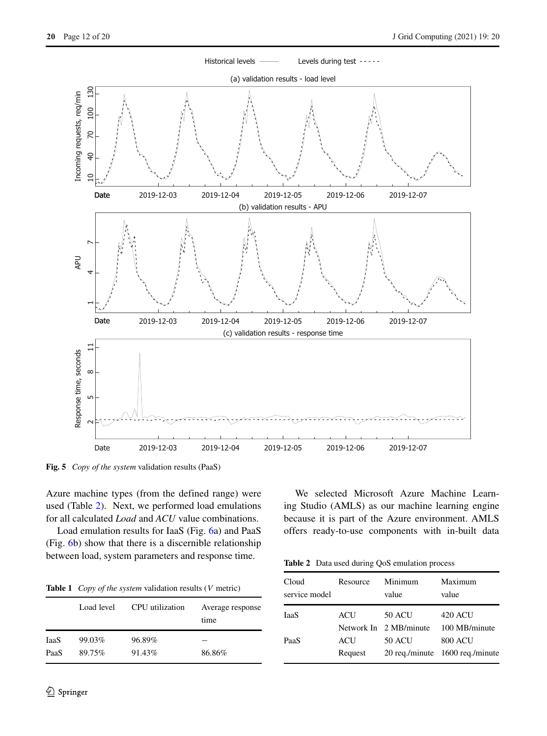Fig. 5 *Copy of the system* validation results (PaaS)

Azure machine types (from the defined range) were used (Table 2). Next, we performed load emulations for all calculated *Load* and *ACU* value combinations.

Load emulation results for IaaS (Fig. 6a) and PaaS (Fig. 6b) show that there is a discernible relationship between load, system parameters and response time.

**Table 1** *Copy of the system* validation results ($V$ metric)

| | Load level | CPU utilization | Average response time |
|---|---|---|---|
| IaaS | 99.03% | 96.89% | – |
| PaaS | 89.75% | 91.43% | 86.86% |

We selected Microsoft Azure Machine Learning Studio (AMLS) as our machine learning engine because it is part of the Azure environment. AMLS offers ready-to-use components with in-built data

**Table 2** Data used during QoS emulation process

| Cloud service model | Resource | Minimum value | Maximum value |
|---|---|---|---|
| IaaS | ACU | 50 ACU | 420 ACU |
| | Network In | 2 MB/minute | 100 MB/minute |
| PaaS | ACU | 50 ACU | 800 ACU |
| | Request | 20 req./minute | 1600 req./minute |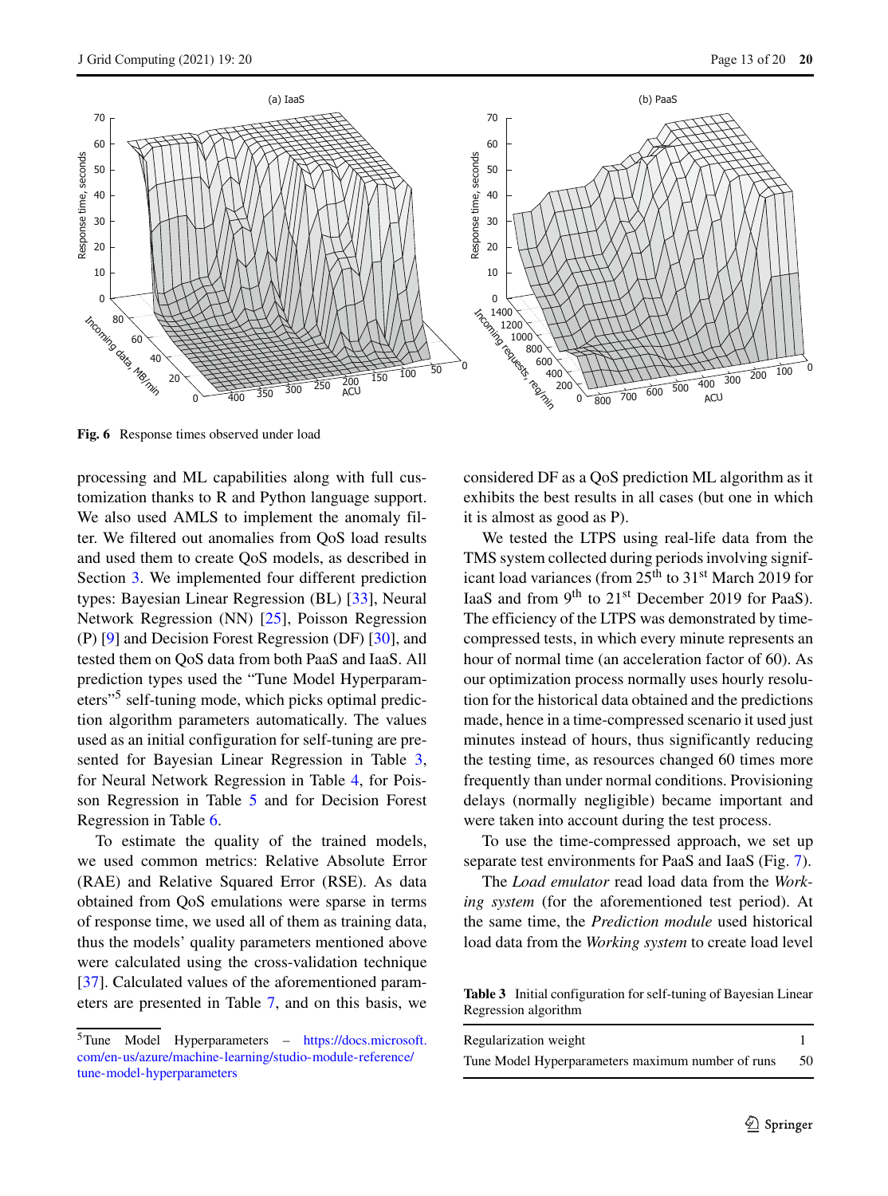**Fig. 6** Response times observed under load

processing and ML capabilities along with full customization thanks to R and Python language support. We also used AMLS to implement the anomaly filter. We filtered out anomalies from QoS load results and used them to create QoS models, as described in Section 3. We implemented four different prediction types: Bayesian Linear Regression (BL) [33], Neural Network Regression (NN) [25], Poisson Regression (P) [9] and Decision Forest Regression (DF) [30], and tested them on QoS data from both PaaS and IaaS. All prediction types used the "Tune Model Hyperparameters"[5] self-tuning mode, which picks optimal prediction algorithm parameters automatically. The values used as an initial configuration for self-tuning are presented for Bayesian Linear Regression in Table 3, for Neural Network Regression in Table 4, for Poisson Regression in Table 5 and for Decision Forest Regression in Table 6.

To estimate the quality of the trained models, we used common metrics: Relative Absolute Error (RAE) and Relative Squared Error (RSE). As data obtained from QoS emulations were sparse in terms of response time, we used all of them as training data, thus the models' quality parameters mentioned above were calculated using the cross-validation technique [37]. Calculated values of the aforementioned parameters are presented in Table 7, and on this basis, we considered DF as a QoS prediction ML algorithm as it exhibits the best results in all cases (but one in which it is almost as good as P).

We tested the LTPS using real-life data from the TMS system collected during periods involving significant load variances (from 25th to 31st March 2019 for IaaS and from 9th to 21st December 2019 for PaaS). The efficiency of the LTPS was demonstrated by time-compressed tests, in which every minute represents an hour of normal time (an acceleration factor of 60). As our optimization process normally uses hourly resolution for the historical data obtained and the predictions made, hence in a time-compressed scenario it used just minutes instead of hours, thus significantly reducing the testing time, as resources changed 60 times more frequently than under normal conditions. Provisioning delays (normally negligible) became important and were taken into account during the test process.

To use the time-compressed approach, we set up separate test environments for PaaS and IaaS (Fig. 7).

The *Load emulator* read load data from the *Working system* (for the aforementioned test period). At the same time, the *Prediction module* used historical load data from the *Working system* to create load level

**Table 3** Initial configuration for self-tuning of Bayesian Linear Regression algorithm

| | |
|---|---|
| Regularization weight | 1 |
| Tune Model Hyperparameters maximum number of runs | 50 |

[5] Tune Model Hyperparameters – https://docs.microsoft.com/en-us/azure/machine-learning/studio-module-reference/tune-model-hyperparameters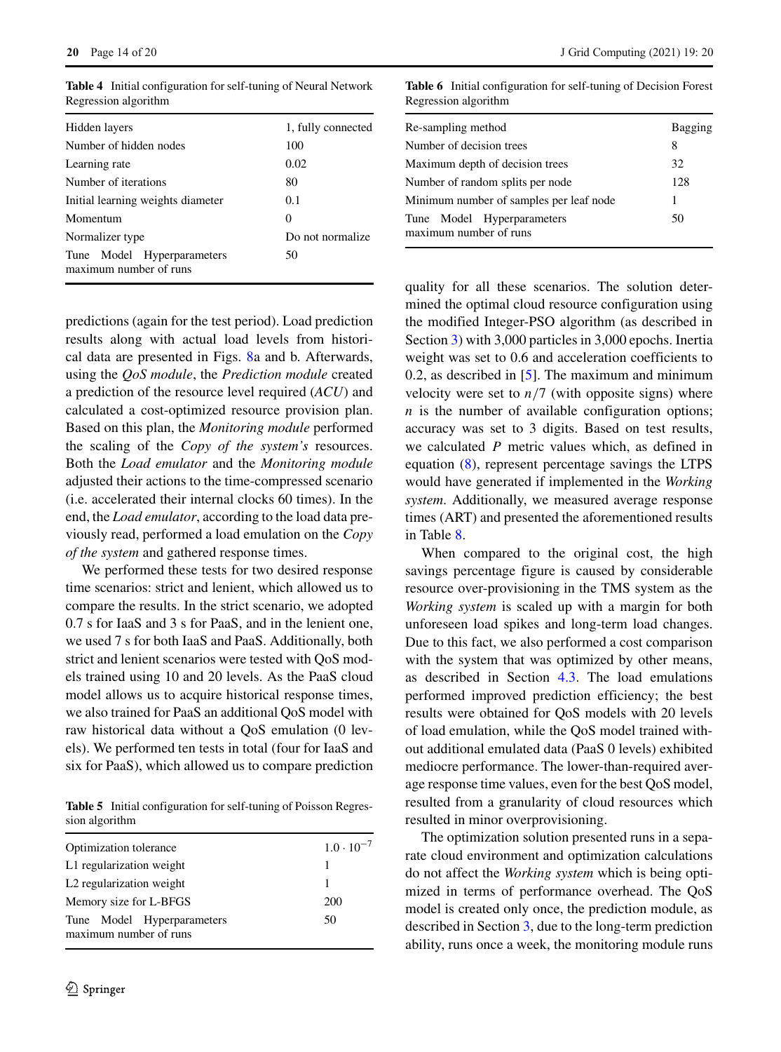**Table 4** Initial configuration for self-tuning of Neural Network Regression algorithm

| | |
|---|---|
| Hidden layers | 1, fully connected |
| Number of hidden nodes | 100 |
| Learning rate | 0.02 |
| Number of iterations | 80 |
| Initial learning weights diameter | 0.1 |
| Momentum | 0 |
| Normalizer type | Do not normalize |
| Tune Model Hyperparameters maximum number of runs | 50 |

predictions (again for the test period). Load prediction results along with actual load levels from historical data are presented in Figs. 8a and b. Afterwards, using the *QoS module*, the *Prediction module* created a prediction of the resource level required (*ACU*) and calculated a cost-optimized resource provision plan. Based on this plan, the *Monitoring module* performed the scaling of the *Copy of the system's* resources. Both the *Load emulator* and the *Monitoring module* adjusted their actions to the time-compressed scenario (i.e. accelerated their internal clocks 60 times). In the end, the *Load emulator*, according to the load data previously read, performed a load emulation on the *Copy of the system* and gathered response times.

We performed these tests for two desired response time scenarios: strict and lenient, which allowed us to compare the results. In the strict scenario, we adopted 0.7 s for IaaS and 3 s for PaaS, and in the lenient one, we used 7 s for both IaaS and PaaS. Additionally, both strict and lenient scenarios were tested with QoS models trained using 10 and 20 levels. As the PaaS cloud model allows us to acquire historical response times, we also trained for PaaS an additional QoS model with raw historical data without a QoS emulation (0 levels). We performed ten tests in total (four for IaaS and six for PaaS), which allowed us to compare prediction

**Table 5** Initial configuration for self-tuning of Poisson Regression algorithm

| | |
|---|---|
| Optimization tolerance | $1.0 \cdot 10^{-7}$ |
| L1 regularization weight | 1 |
| L2 regularization weight | 1 |
| Memory size for L-BFGS | 200 |
| Tune Model Hyperparameters maximum number of runs | 50 |

**Table 6** Initial configuration for self-tuning of Decision Forest Regression algorithm

| | |
|---|---|
| Re-sampling method | Bagging |
| Number of decision trees | 8 |
| Maximum depth of decision trees | 32 |
| Number of random splits per node | 128 |
| Minimum number of samples per leaf node | 1 |
| Tune Model Hyperparameters maximum number of runs | 50 |

quality for all these scenarios. The solution determined the optimal cloud resource configuration using the modified Integer-PSO algorithm (as described in Section 3) with 3,000 particles in 3,000 epochs. Inertia weight was set to 0.6 and acceleration coefficients to 0.2, as described in [5]. The maximum and minimum velocity were set to $n/7$ (with opposite signs) where $n$ is the number of available configuration options; accuracy was set to 3 digits. Based on test results, we calculated $P$ metric values which, as defined in equation (8), represent percentage savings the LTPS would have generated if implemented in the *Working system*. Additionally, we measured average response times (ART) and presented the aforementioned results in Table 8.

When compared to the original cost, the high savings percentage figure is caused by considerable resource over-provisioning in the TMS system as the *Working system* is scaled up with a margin for both unforeseen load spikes and long-term load changes. Due to this fact, we also performed a cost comparison with the system that was optimized by other means, as described in Section 4.3. The load emulations performed improved prediction efficiency; the best results were obtained for QoS models with 20 levels of load emulation, while the QoS model trained without additional emulated data (PaaS 0 levels) exhibited mediocre performance. The lower-than-required average response time values, even for the best QoS model, resulted from a granularity of cloud resources which resulted in minor overprovisioning.

The optimization solution presented runs in a separate cloud environment and optimization calculations do not affect the *Working system* which is being optimized in terms of performance overhead. The QoS model is created only once, the prediction module, as described in Section 3, due to the long-term prediction ability, runs once a week, the monitoring module runs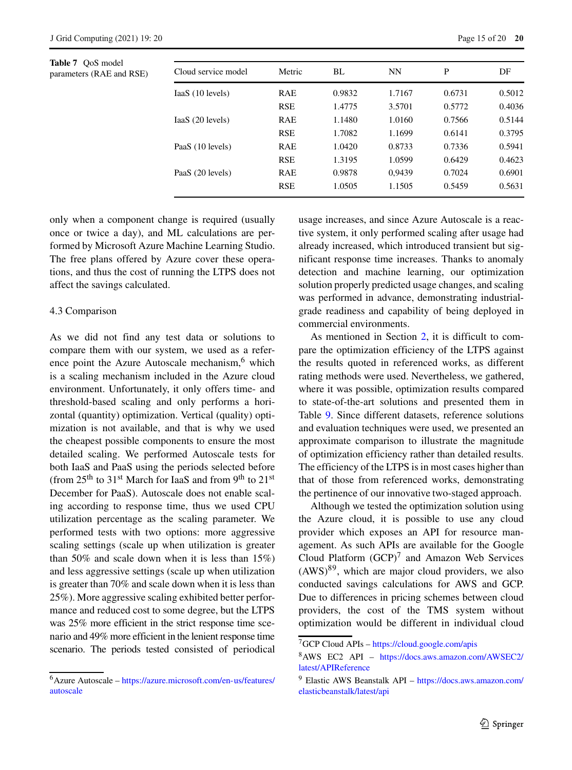**Table 7** QoS model parameters (RAE and RSE)

| Cloud service model | Metric | BL | NN | P | DF |
|---|---|---|---|---|---|
| IaaS (10 levels) | RAE | 0.9832 | 1.7167 | 0.6731 | 0.5012 |
| | RSE | 1.4775 | 3.5701 | 0.5772 | 0.4036 |
| IaaS (20 levels) | RAE | 1.1480 | 1.0160 | 0.7566 | 0.5144 |
| | RSE | 1.7082 | 1.1699 | 0.6141 | 0.3795 |
| PaaS (10 levels) | RAE | 1.0420 | 0.8733 | 0.7336 | 0.5941 |
| | RSE | 1.3195 | 1.0599 | 0.6429 | 0.4623 |
| PaaS (20 levels) | RAE | 0.9878 | 0,9439 | 0.7024 | 0.6901 |
| | RSE | 1.0505 | 1.1505 | 0.5459 | 0.5631 |

only when a component change is required (usually once or twice a day), and ML calculations are performed by Microsoft Azure Machine Learning Studio. The free plans offered by Azure cover these operations, and thus the cost of running the LTPS does not affect the savings calculated.

### 4.3 Comparison

As we did not find any test data or solutions to compare them with our system, we used as a reference point the Azure Autoscale mechanism,[6] which is a scaling mechanism included in the Azure cloud environment. Unfortunately, it only offers time- and threshold-based scaling and only performs a horizontal (quantity) optimization. Vertical (quality) optimization is not available, and that is why we used the cheapest possible components to ensure the most detailed scaling. We performed Autoscale tests for both IaaS and PaaS using the periods selected before (from 25th to 31st March for IaaS and from 9th to 21st December for PaaS). Autoscale does not enable scaling according to response time, thus we used CPU utilization percentage as the scaling parameter. We performed tests with two options: more aggressive scaling settings (scale up when utilization is greater than 50% and scale down when it is less than 15%) and less aggressive settings (scale up when utilization is greater than 70% and scale down when it is less than 25%). More aggressive scaling exhibited better performance and reduced cost to some degree, but the LTPS was 25% more efficient in the strict response time scenario and 49% more efficient in the lenient response time scenario. The periods tested consisted of periodical usage increases, and since Azure Autoscale is a reactive system, it only performed scaling after usage had already increased, which introduced transient but significant response time increases. Thanks to anomaly detection and machine learning, our optimization solution properly predicted usage changes, and scaling was performed in advance, demonstrating industrial-grade readiness and capability of being deployed in commercial environments.

As mentioned in Section 2, it is difficult to compare the optimization efficiency of the LTPS against the results quoted in referenced works, as different rating methods were used. Nevertheless, we gathered, where it was possible, optimization results compared to state-of-the-art solutions and presented them in Table 9. Since different datasets, reference solutions and evaluation techniques were used, we presented an approximate comparison to illustrate the magnitude of optimization efficiency rather than detailed results. The efficiency of the LTPS is in most cases higher than that of those from referenced works, demonstrating the pertinence of our innovative two-staged approach.

Although we tested the optimization solution using the Azure cloud, it is possible to use any cloud provider which exposes an API for resource management. As such APIs are available for the Google Cloud Platform (GCP)[7] and Amazon Web Services (AWS)[8][9], which are major cloud providers, we also conducted savings calculations for AWS and GCP. Due to differences in pricing schemes between cloud providers, the cost of the TMS system without optimization would be different in individual cloud

[6] Azure Autoscale – https://azure.microsoft.com/en-us/features/autoscale

[7] GCP Cloud APIs – https://cloud.google.com/apis

[8] AWS EC2 API – https://docs.aws.amazon.com/AWSEC2/latest/APIReference

[9] Elastic AWS Beanstalk API – https://docs.aws.amazon.com/elasticbeanstalk/latest/api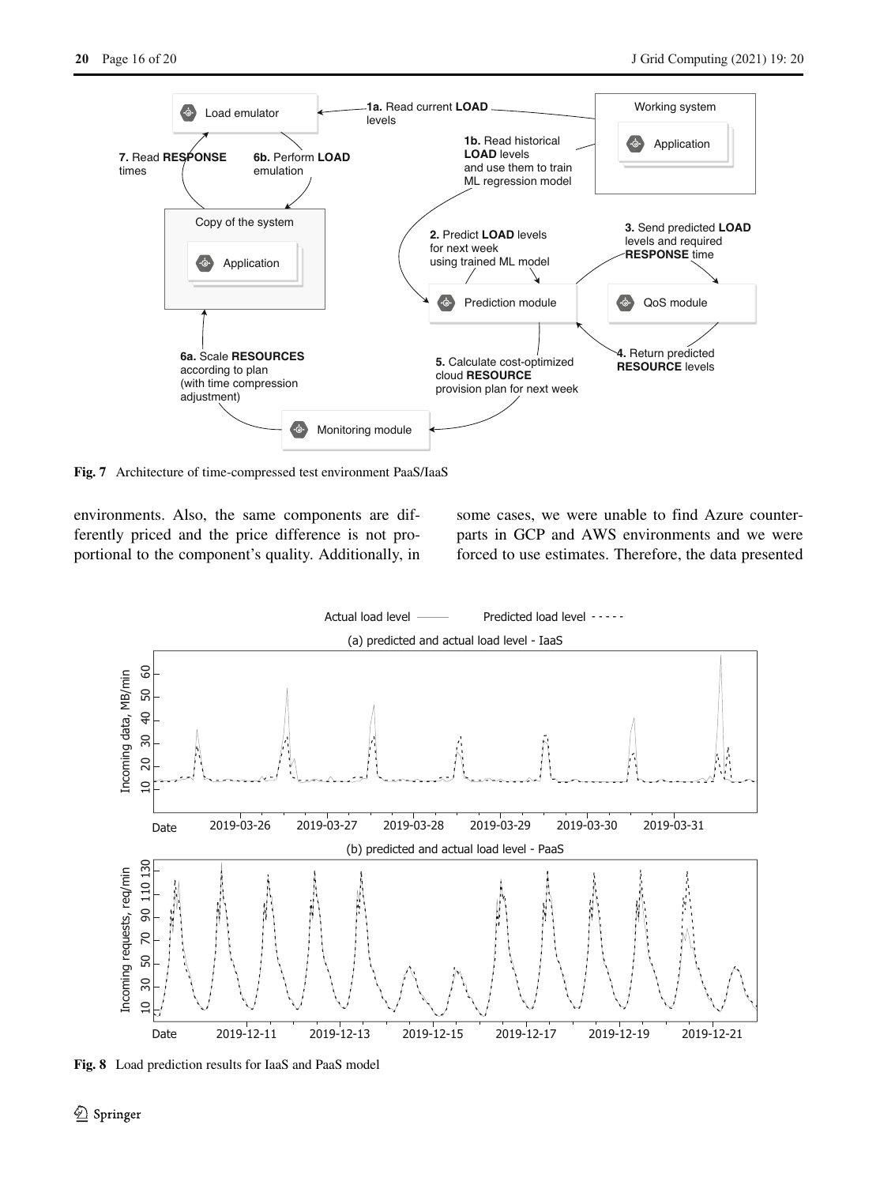Fig. 7 Architecture of time-compressed test environment PaaS/IaaS

environments. Also, the same components are differently priced and the price difference is not proportional to the component's quality. Additionally, in some cases, we were unable to find Azure counterparts in GCP and AWS environments and we were forced to use estimates. Therefore, the data presented

Fig. 8 Load prediction results for IaaS and PaaS model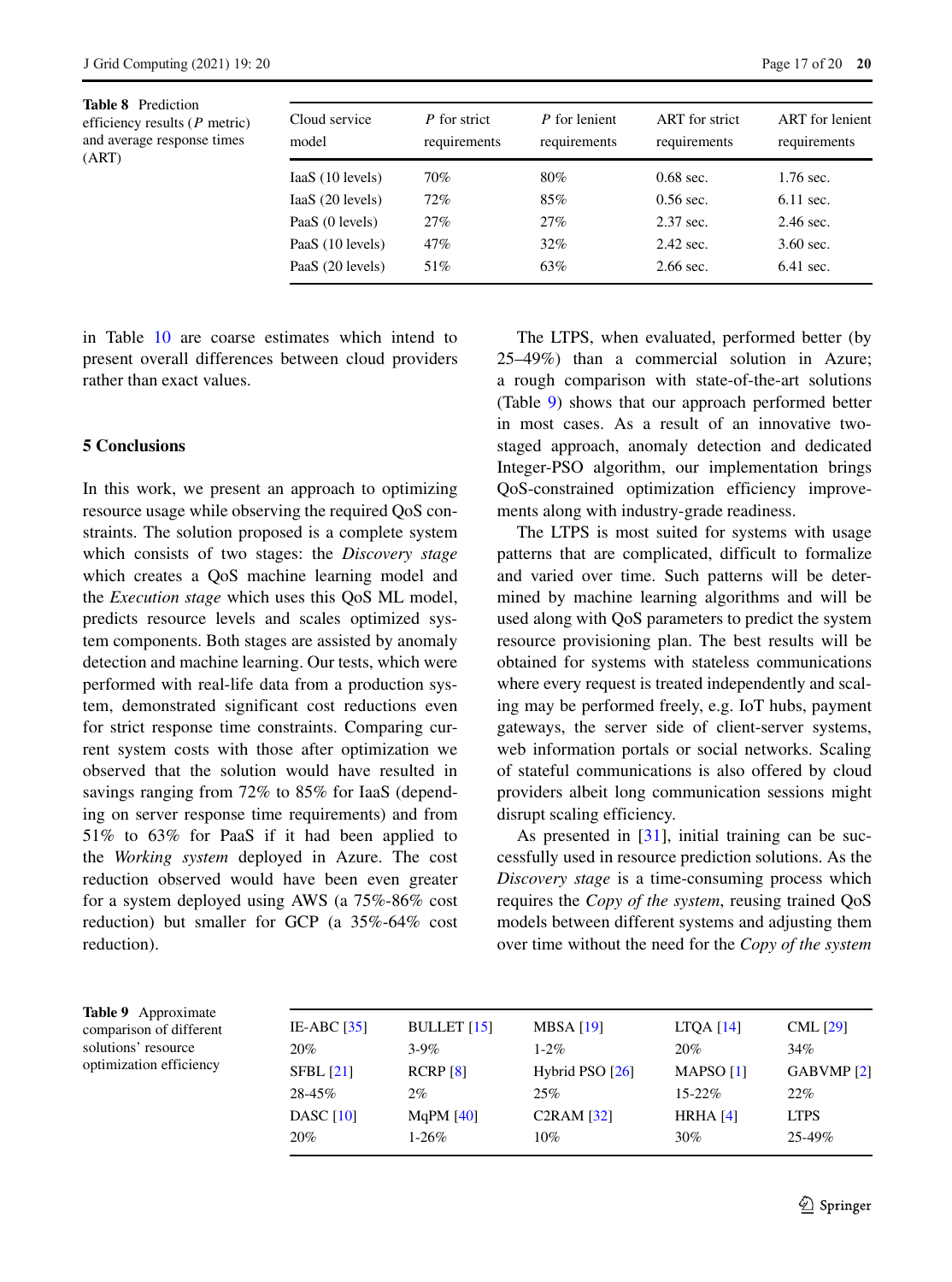**Table 8** Prediction efficiency results (*P* metric) and average response times (ART)

| Cloud service model | *P* for strict requirements | *P* for lenient requirements | ART for strict requirements | ART for lenient requirements |
|---|---|---|---|---|
| IaaS (10 levels) | 70% | 80% | 0.68 sec. | 1.76 sec. |
| IaaS (20 levels) | 72% | 85% | 0.56 sec. | 6.11 sec. |
| PaaS (0 levels) | 27% | 27% | 2.37 sec. | 2.46 sec. |
| PaaS (10 levels) | 47% | 32% | 2.42 sec. | 3.60 sec. |
| PaaS (20 levels) | 51% | 63% | 2.66 sec. | 6.41 sec. |

in Table 10 are coarse estimates which intend to present overall differences between cloud providers rather than exact values.

## 5 Conclusions

In this work, we present an approach to optimizing resource usage while observing the required QoS constraints. The solution proposed is a complete system which consists of two stages: the *Discovery stage* which creates a QoS machine learning model and the *Execution stage* which uses this QoS ML model, predicts resource levels and scales optimized system components. Both stages are assisted by anomaly detection and machine learning. Our tests, which were performed with real-life data from a production system, demonstrated significant cost reductions even for strict response time constraints. Comparing current system costs with those after optimization we observed that the solution would have resulted in savings ranging from 72% to 85% for IaaS (depending on server response time requirements) and from 51% to 63% for PaaS if it had been applied to the *Working system* deployed in Azure. The cost reduction observed would have been even greater for a system deployed using AWS (a 75%-86% cost reduction) but smaller for GCP (a 35%-64% cost reduction).

The LTPS, when evaluated, performed better (by 25–49%) than a commercial solution in Azure; a rough comparison with state-of-the-art solutions (Table 9) shows that our approach performed better in most cases. As a result of an innovative two-staged approach, anomaly detection and dedicated Integer-PSO algorithm, our implementation brings QoS-constrained optimization efficiency improvements along with industry-grade readiness.

The LTPS is most suited for systems with usage patterns that are complicated, difficult to formalize and varied over time. Such patterns will be determined by machine learning algorithms and will be used along with QoS parameters to predict the system resource provisioning plan. The best results will be obtained for systems with stateless communications where every request is treated independently and scaling may be performed freely, e.g. IoT hubs, payment gateways, the server side of client-server systems, web information portals or social networks. Scaling of stateful communications is also offered by cloud providers albeit long communication sessions might disrupt scaling efficiency.

As presented in [31], initial training can be successfully used in resource prediction solutions. As the *Discovery stage* is a time-consuming process which requires the *Copy of the system*, reusing trained QoS models between different systems and adjusting them over time without the need for the *Copy of the system*

**Table 9** Approximate comparison of different solutions' resource optimization efficiency

| | | | | |
|---|---|---|---|---|
| IE-ABC [35] | BULLET [15] | MBSA [19] | LTQA [14] | CML [29] |
| 20% | 3-9% | 1-2% | 20% | 34% |
| SFBL [21] | RCRP [8] | Hybrid PSO [26] | MAPSO [1] | GABVMP [2] |
| 28-45% | 2% | 25% | 15-22% | 22% |
| DASC [10] | MqPM [40] | C2RAM [32] | HRHA [4] | LTPS |
| 20% | 1-26% | 10% | 30% | 25-49% |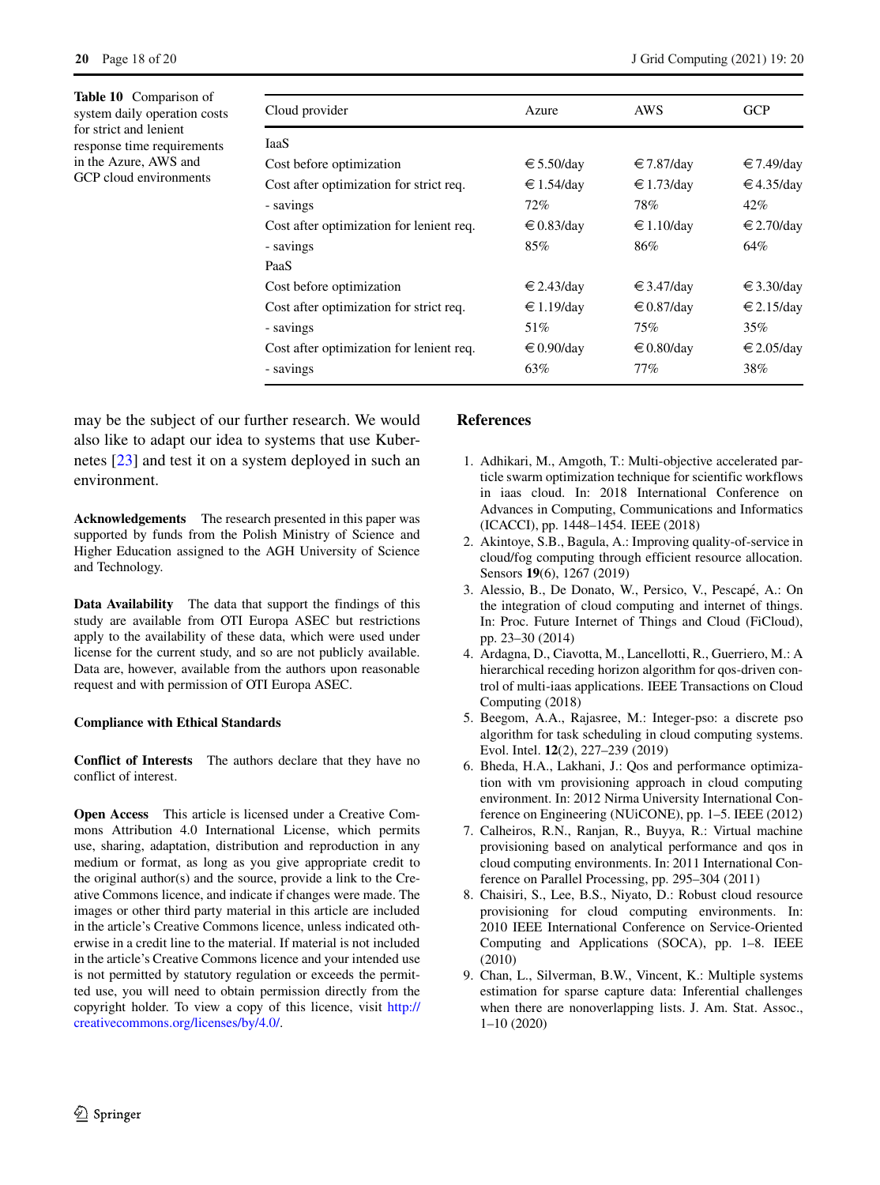**Table 10** Comparison of system daily operation costs for strict and lenient response time requirements in the Azure, AWS and GCP cloud environments

| Cloud provider | Azure | AWS | GCP |
|---|---|---|---|
| IaaS | | | |
| Cost before optimization | €5.50/day | €7.87/day | €7.49/day |
| Cost after optimization for strict req. | €1.54/day | €1.73/day | €4.35/day |
| - savings | 72% | 78% | 42% |
| Cost after optimization for lenient req. | €0.83/day | €1.10/day | €2.70/day |
| - savings | 85% | 86% | 64% |
| PaaS | | | |
| Cost before optimization | €2.43/day | €3.47/day | €3.30/day |
| Cost after optimization for strict req. | €1.19/day | €0.87/day | €2.15/day |
| - savings | 51% | 75% | 35% |
| Cost after optimization for lenient req. | €0.90/day | €0.80/day | €2.05/day |
| - savings | 63% | 77% | 38% |

may be the subject of our further research. We would also like to adapt our idea to systems that use Kubernetes [23] and test it on a system deployed in such an environment.

**Acknowledgements** The research presented in this paper was supported by funds from the Polish Ministry of Science and Higher Education assigned to the AGH University of Science and Technology.

**Data Availability** The data that support the findings of this study are available from OTI Europa ASEC but restrictions apply to the availability of these data, which were used under license for the current study, and so are not publicly available. Data are, however, available from the authors upon reasonable request and with permission of OTI Europa ASEC.

**Compliance with Ethical Standards**

**Conflict of Interests** The authors declare that they have no conflict of interest.

**Open Access** This article is licensed under a Creative Commons Attribution 4.0 International License, which permits use, sharing, adaptation, distribution and reproduction in any medium or format, as long as you give appropriate credit to the original author(s) and the source, provide a link to the Creative Commons licence, and indicate if changes were made. The images or other third party material in this article are included in the article's Creative Commons licence, unless indicated otherwise in a credit line to the material. If material is not included in the article's Creative Commons licence and your intended use is not permitted by statutory regulation or exceeds the permitted use, you will need to obtain permission directly from the copyright holder. To view a copy of this licence, visit http://creativecommons.org/licenses/by/4.0/.

## References

1. Adhikari, M., Amgoth, T.: Multi-objective accelerated particle swarm optimization technique for scientific workflows in iaas cloud. In: 2018 International Conference on Advances in Computing, Communications and Informatics (ICACCI), pp. 1448–1454. IEEE (2018)
2. Akintoye, S.B., Bagula, A.: Improving quality-of-service in cloud/fog computing through efficient resource allocation. Sensors **19**(6), 1267 (2019)
3. Alessio, B., De Donato, W., Persico, V., Pescapé, A.: On the integration of cloud computing and internet of things. In: Proc. Future Internet of Things and Cloud (FiCloud), pp. 23–30 (2014)
4. Ardagna, D., Ciavotta, M., Lancellotti, R., Guerriero, M.: A hierarchical receding horizon algorithm for qos-driven control of multi-iaas applications. IEEE Transactions on Cloud Computing (2018)
5. Beegom, A.A., Rajasree, M.: Integer-pso: a discrete pso algorithm for task scheduling in cloud computing systems. Evol. Intel. **12**(2), 227–239 (2019)
6. Bheda, H.A., Lakhani, J.: Qos and performance optimization with vm provisioning approach in cloud computing environment. In: 2012 Nirma University International Conference on Engineering (NUiCONE), pp. 1–5. IEEE (2012)
7. Calheiros, R.N., Ranjan, R., Buyya, R.: Virtual machine provisioning based on analytical performance and qos in cloud computing environments. In: 2011 International Conference on Parallel Processing, pp. 295–304 (2011)
8. Chaisiri, S., Lee, B.S., Niyato, D.: Robust cloud resource provisioning for cloud computing environments. In: 2010 IEEE International Conference on Service-Oriented Computing and Applications (SOCA), pp. 1–8. IEEE (2010)
9. Chan, L., Silverman, B.W., Vincent, K.: Multiple systems estimation for sparse capture data: Inferential challenges when there are nonoverlapping lists. J. Am. Stat. Assoc., 1–10 (2020)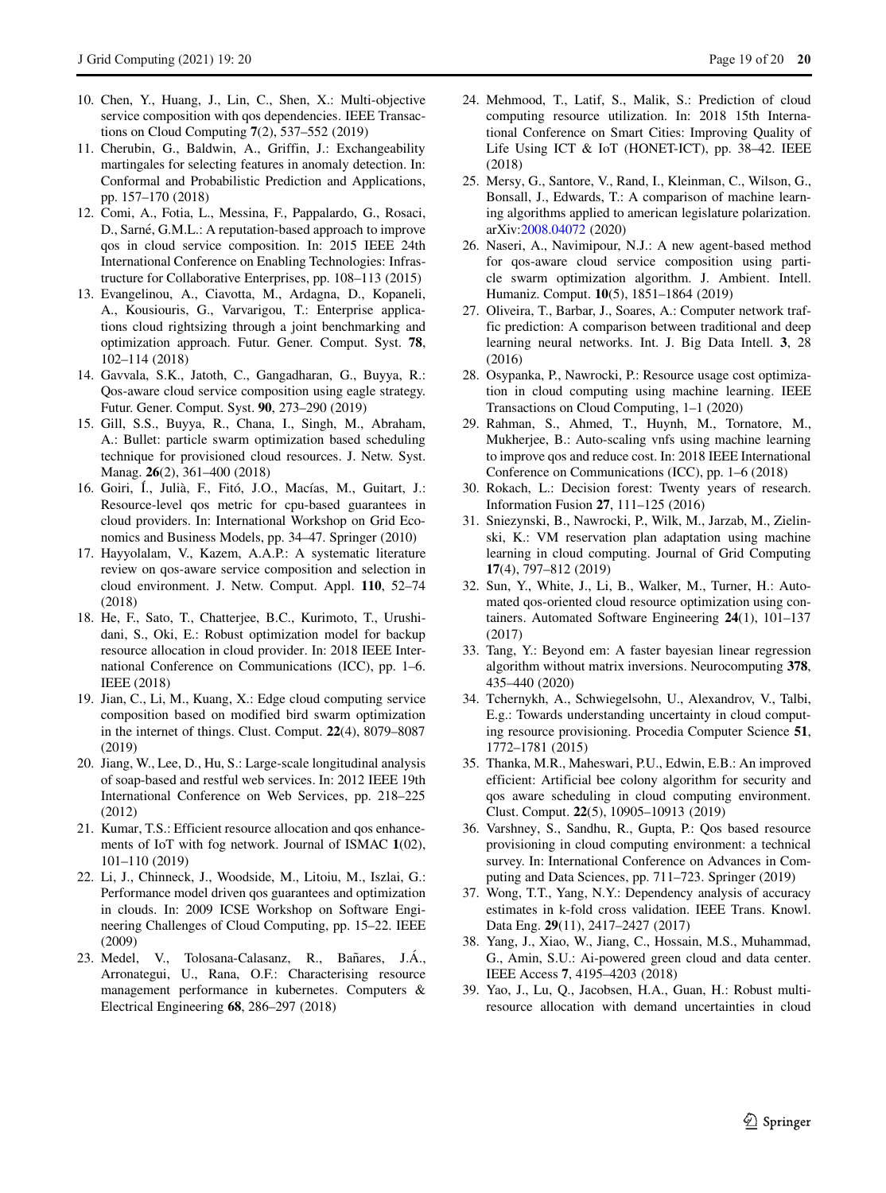10. Chen, Y., Huang, J., Lin, C., Shen, X.: Multi-objective service composition with qos dependencies. IEEE Transactions on Cloud Computing **7**(2), 537–552 (2019)
11. Cherubin, G., Baldwin, A., Griffin, J.: Exchangeability martingales for selecting features in anomaly detection. In: Conformal and Probabilistic Prediction and Applications, pp. 157–170 (2018)
12. Comi, A., Fotia, L., Messina, F., Pappalardo, G., Rosaci, D., Sarné, G.M.L.: A reputation-based approach to improve qos in cloud service composition. In: 2015 IEEE 24th International Conference on Enabling Technologies: Infrastructure for Collaborative Enterprises, pp. 108–113 (2015)
13. Evangelinou, A., Ciavotta, M., Ardagna, D., Kopaneli, A., Kousiouris, G., Varvarigou, T.: Enterprise applications cloud rightsizing through a joint benchmarking and optimization approach. Futur. Gener. Comput. Syst. **78**, 102–114 (2018)
14. Gavvala, S.K., Jatoth, C., Gangadharan, G., Buyya, R.: Qos-aware cloud service composition using eagle strategy. Futur. Gener. Comput. Syst. **90**, 273–290 (2019)
15. Gill, S.S., Buyya, R., Chana, I., Singh, M., Abraham, A.: Bullet: particle swarm optimization based scheduling technique for provisioned cloud resources. J. Netw. Syst. Manag. **26**(2), 361–400 (2018)
16. Goiri, Í., Julià, F., Fitó, J.O., Macías, M., Guitart, J.: Resource-level qos metric for cpu-based guarantees in cloud providers. In: International Workshop on Grid Economics and Business Models, pp. 34–47. Springer (2010)
17. Hayyolalam, V., Kazem, A.A.P.: A systematic literature review on qos-aware service composition and selection in cloud environment. J. Netw. Comput. Appl. **110**, 52–74 (2018)
18. He, F., Sato, T., Chatterjee, B.C., Kurimoto, T., Urushidani, S., Oki, E.: Robust optimization model for backup resource allocation in cloud provider. In: 2018 IEEE International Conference on Communications (ICC), pp. 1–6. IEEE (2018)
19. Jian, C., Li, M., Kuang, X.: Edge cloud computing service composition based on modified bird swarm optimization in the internet of things. Clust. Comput. **22**(4), 8079–8087 (2019)
20. Jiang, W., Lee, D., Hu, S.: Large-scale longitudinal analysis of soap-based and restful web services. In: 2012 IEEE 19th International Conference on Web Services, pp. 218–225 (2012)
21. Kumar, T.S.: Efficient resource allocation and qos enhancements of IoT with fog network. Journal of ISMAC **1**(02), 101–110 (2019)
22. Li, J., Chinneck, J., Woodside, M., Litoiu, M., Iszlai, G.: Performance model driven qos guarantees and optimization in clouds. In: 2009 ICSE Workshop on Software Engineering Challenges of Cloud Computing, pp. 15–22. IEEE (2009)
23. Medel, V., Tolosana-Calasanz, R., Bañares, J.Á., Arronategui, U., Rana, O.F.: Characterising resource management performance in kubernetes. Computers & Electrical Engineering **68**, 286–297 (2018)
24. Mehmood, T., Latif, S., Malik, S.: Prediction of cloud computing resource utilization. In: 2018 15th International Conference on Smart Cities: Improving Quality of Life Using ICT & IoT (HONET-ICT), pp. 38–42. IEEE (2018)
25. Mersy, G., Santore, V., Rand, I., Kleinman, C., Wilson, G., Bonsall, J., Edwards, T.: A comparison of machine learning algorithms applied to american legislature polarization. arXiv:2008.04072 (2020)
26. Naseri, A., Navimipour, N.J.: A new agent-based method for qos-aware cloud service composition using particle swarm optimization algorithm. J. Ambient. Intell. Humaniz. Comput. **10**(5), 1851–1864 (2019)
27. Oliveira, T., Barbar, J., Soares, A.: Computer network traffic prediction: A comparison between traditional and deep learning neural networks. Int. J. Big Data Intell. **3**, 28 (2016)
28. Osypanka, P., Nawrocki, P.: Resource usage cost optimization in cloud computing using machine learning. IEEE Transactions on Cloud Computing, 1–1 (2020)
29. Rahman, S., Ahmed, T., Huynh, M., Tornatore, M., Mukherjee, B.: Auto-scaling vnfs using machine learning to improve qos and reduce cost. In: 2018 IEEE International Conference on Communications (ICC), pp. 1–6 (2018)
30. Rokach, L.: Decision forest: Twenty years of research. Information Fusion **27**, 111–125 (2016)
31. Sniezynski, B., Nawrocki, P., Wilk, M., Jarzab, M., Zielinski, K.: VM reservation plan adaptation using machine learning in cloud computing. Journal of Grid Computing **17**(4), 797–812 (2019)
32. Sun, Y., White, J., Li, B., Walker, M., Turner, H.: Automated qos-oriented cloud resource optimization using containers. Automated Software Engineering **24**(1), 101–137 (2017)
33. Tang, Y.: Beyond em: A faster bayesian linear regression algorithm without matrix inversions. Neurocomputing **378**, 435–440 (2020)
34. Tchernykh, A., Schwiegelsohn, U., Alexandrov, V., Talbi, E.g.: Towards understanding uncertainty in cloud computing resource provisioning. Procedia Computer Science **51**, 1772–1781 (2015)
35. Thanka, M.R., Maheswari, P.U., Edwin, E.B.: An improved efficient: Artificial bee colony algorithm for security and qos aware scheduling in cloud computing environment. Clust. Comput. **22**(5), 10905–10913 (2019)
36. Varshney, S., Sandhu, R., Gupta, P.: Qos based resource provisioning in cloud computing environment: a technical survey. In: International Conference on Advances in Computing and Data Sciences, pp. 711–723. Springer (2019)
37. Wong, T.T., Yang, N.Y.: Dependency analysis of accuracy estimates in k-fold cross validation. IEEE Trans. Knowl. Data Eng. **29**(11), 2417–2427 (2017)
38. Yang, J., Xiao, W., Jiang, C., Hossain, M.S., Muhammad, G., Amin, S.U.: Ai-powered green cloud and data center. IEEE Access **7**, 4195–4203 (2018)
39. Yao, J., Lu, Q., Jacobsen, H.A., Guan, H.: Robust multi-resource allocation with demand uncertainties in cloud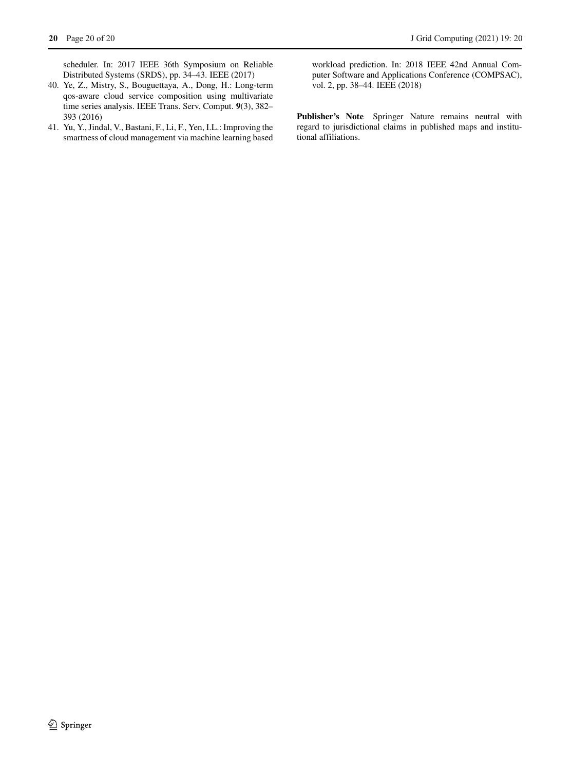scheduler. In: 2017 IEEE 36th Symposium on Reliable Distributed Systems (SRDS), pp. 34–43. IEEE (2017)

40. Ye, Z., Mistry, S., Bouguettaya, A., Dong, H.: Long-term qos-aware cloud service composition using multivariate time series analysis. IEEE Trans. Serv. Comput. **9**(3), 382–393 (2016)
41. Yu, Y., Jindal, V., Bastani, F., Li, F., Yen, I.L.: Improving the smartness of cloud management via machine learning based workload prediction. In: 2018 IEEE 42nd Annual Computer Software and Applications Conference (COMPSAC), vol. 2, pp. 38–44. IEEE (2018)

**Publisher's Note** Springer Nature remains neutral with regard to jurisdictional claims in published maps and institutional affiliations.